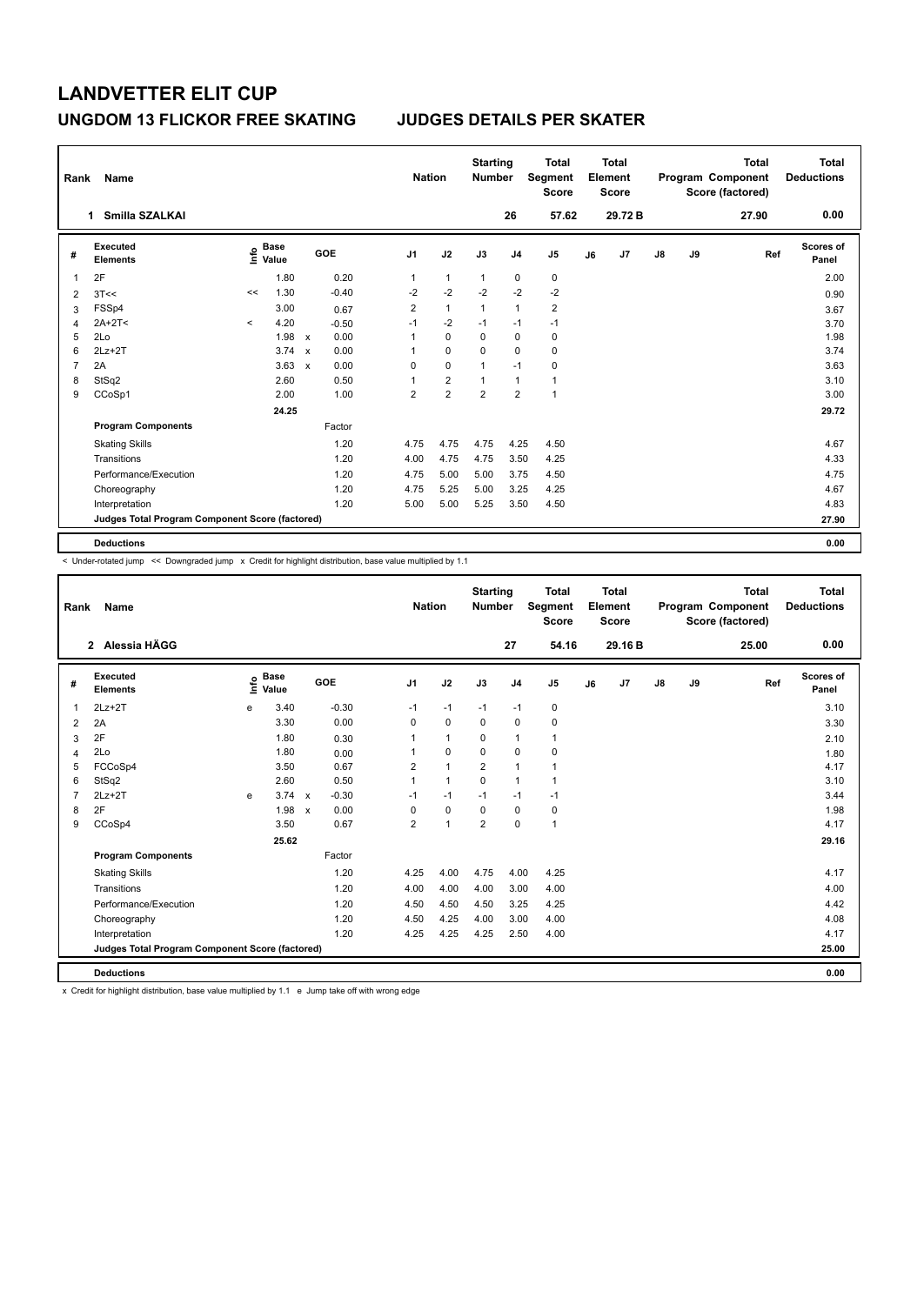# LANDVETTER ELIT CUP

## UNGDOM 13 FLICKOR FREE SKATING — JUDGES DETAILS PER SKATER

| Rank | Name | Nation | Starting Number | Total Segment Score | Total Element Score | Total Program Component Score (factored) | Total Deductions |
|---|---|---|---|---|---|---|---|
| 1 | Smilla SZALKAI | | 26 | 57.62 | 29.72 B | 27.90 | 0.00 |

| # | Executed Elements | Info | Base Value | | GOE | J1 | J2 | J3 | J4 | J5 | J6 | J7 | J8 | J9 | Ref | Scores of Panel |
|---|---|---|---|---|---|---|---|---|---|---|---|---|---|---|---|---|
| 1 | 2F | | 1.80 | | 0.20 | 1 | 1 | 1 | 0 | 0 | | | | | | 2.00 |
| 2 | 3T<< | << | 1.30 | | -0.40 | -2 | -2 | -2 | -2 | -2 | | | | | | 0.90 |
| 3 | FSSp4 | | 3.00 | | 0.67 | 2 | 1 | 1 | 1 | 2 | | | | | | 3.67 |
| 4 | 2A+2T< | < | 4.20 | | -0.50 | -1 | -2 | -1 | -1 | -1 | | | | | | 3.70 |
| 5 | 2Lo | | 1.98 | x | 0.00 | 1 | 0 | 0 | 0 | 0 | | | | | | 1.98 |
| 6 | 2Lz+2T | | 3.74 | x | 0.00 | 1 | 0 | 0 | 0 | 0 | | | | | | 3.74 |
| 7 | 2A | | 3.63 | x | 0.00 | 0 | 0 | 1 | -1 | 0 | | | | | | 3.63 |
| 8 | StSq2 | | 2.60 | | 0.50 | 1 | 2 | 1 | 1 | 1 | | | | | | 3.10 |
| 9 | CCoSp1 | | 2.00 | | 1.00 | 2 | 2 | 2 | 2 | 1 | | | | | | 3.00 |
| | | | 24.25 | | | | | | | | | | | | | 29.72 |
| | **Program Components** | | | | Factor | | | | | | | | | | | |
| | Skating Skills | | | | 1.20 | 4.75 | 4.75 | 4.75 | 4.25 | 4.50 | | | | | | 4.67 |
| | Transitions | | | | 1.20 | 4.00 | 4.75 | 4.75 | 3.50 | 4.25 | | | | | | 4.33 |
| | Performance/Execution | | | | 1.20 | 4.75 | 5.00 | 5.00 | 3.75 | 4.50 | | | | | | 4.75 |
| | Choreography | | | | 1.20 | 4.75 | 5.25 | 5.00 | 3.25 | 4.25 | | | | | | 4.67 |
| | Interpretation | | | | 1.20 | 5.00 | 5.00 | 5.25 | 3.50 | 4.50 | | | | | | 4.83 |
| | Judges Total Program Component Score (factored) | | | | | | | | | | | | | | | 27.90 |
| | **Deductions** | | | | | | | | | | | | | | | 0.00 |

< Under-rotated jump << Downgraded jump x Credit for highlight distribution, base value multiplied by 1.1

| Rank | Name | Nation | Starting Number | Total Segment Score | Total Element Score | Total Program Component Score (factored) | Total Deductions |
|---|---|---|---|---|---|---|---|
| 2 | Alessia HÄGG | | 27 | 54.16 | 29.16 B | 25.00 | 0.00 |

| # | Executed Elements | Info | Base Value | | GOE | J1 | J2 | J3 | J4 | J5 | J6 | J7 | J8 | J9 | Ref | Scores of Panel |
|---|---|---|---|---|---|---|---|---|---|---|---|---|---|---|---|---|
| 1 | 2Lz+2T | e | 3.40 | | -0.30 | -1 | -1 | -1 | -1 | 0 | | | | | | 3.10 |
| 2 | 2A | | 3.30 | | 0.00 | 0 | 0 | 0 | 0 | 0 | | | | | | 3.30 |
| 3 | 2F | | 1.80 | | 0.30 | 1 | 1 | 0 | 1 | 1 | | | | | | 2.10 |
| 4 | 2Lo | | 1.80 | | 0.00 | 1 | 0 | 0 | 0 | 0 | | | | | | 1.80 |
| 5 | FCCoSp4 | | 3.50 | | 0.67 | 2 | 1 | 2 | 1 | 1 | | | | | | 4.17 |
| 6 | StSq2 | | 2.60 | | 0.50 | 1 | 1 | 0 | 1 | 1 | | | | | | 3.10 |
| 7 | 2Lz+2T | e | 3.74 | x | -0.30 | -1 | -1 | -1 | -1 | -1 | | | | | | 3.44 |
| 8 | 2F | | 1.98 | x | 0.00 | 0 | 0 | 0 | 0 | 0 | | | | | | 1.98 |
| 9 | CCoSp4 | | 3.50 | | 0.67 | 2 | 1 | 2 | 0 | 1 | | | | | | 4.17 |
| | | | 25.62 | | | | | | | | | | | | | 29.16 |
| | **Program Components** | | | | Factor | | | | | | | | | | | |
| | Skating Skills | | | | 1.20 | 4.25 | 4.00 | 4.75 | 4.00 | 4.25 | | | | | | 4.17 |
| | Transitions | | | | 1.20 | 4.00 | 4.00 | 4.00 | 3.00 | 4.00 | | | | | | 4.00 |
| | Performance/Execution | | | | 1.20 | 4.50 | 4.50 | 4.50 | 3.25 | 4.25 | | | | | | 4.42 |
| | Choreography | | | | 1.20 | 4.50 | 4.25 | 4.00 | 3.00 | 4.00 | | | | | | 4.08 |
| | Interpretation | | | | 1.20 | 4.25 | 4.25 | 4.25 | 2.50 | 4.00 | | | | | | 4.17 |
| | Judges Total Program Component Score (factored) | | | | | | | | | | | | | | | 25.00 |
| | **Deductions** | | | | | | | | | | | | | | | 0.00 |

x Credit for highlight distribution, base value multiplied by 1.1 e Jump take off with wrong edge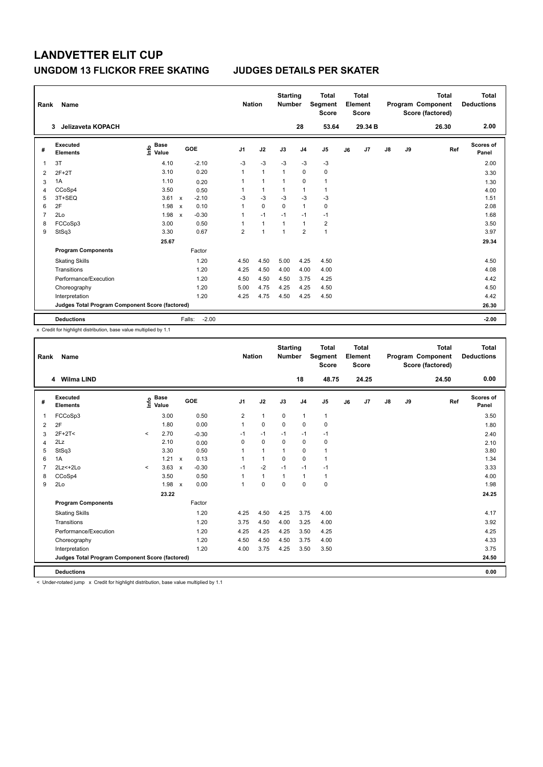# LANDVETTER ELIT CUP

## UNGDOM 13 FLICKOR FREE SKATING　　JUDGES DETAILS PER SKATER

| Rank | Name | Nation | Starting Number | Total Segment Score | Total Element Score | Total Program Component Score (factored) | Total Deductions |
|---|---|---|---|---|---|---|---|
| 3 | Jelizaveta KOPACH | | 28 | 53.64 | 29.34 B | 26.30 | 2.00 |

| # | Executed Elements | Info | Base Value | | GOE | J1 | J2 | J3 | J4 | J5 | J6 | J7 | J8 | J9 | Ref | Scores of Panel |
|---|---|---|---|---|---|---|---|---|---|---|---|---|---|---|---|---|
| 1 | 3T | | 4.10 | | -2.10 | -3 | -3 | -3 | -3 | -3 | | | | | | 2.00 |
| 2 | 2F+2T | | 3.10 | | 0.20 | 1 | 1 | 1 | 0 | 0 | | | | | | 3.30 |
| 3 | 1A | | 1.10 | | 0.20 | 1 | 1 | 1 | 0 | 1 | | | | | | 1.30 |
| 4 | CCoSp4 | | 3.50 | | 0.50 | 1 | 1 | 1 | 1 | 1 | | | | | | 4.00 |
| 5 | 3T+SEQ | | 3.61 | x | -2.10 | -3 | -3 | -3 | -3 | -3 | | | | | | 1.51 |
| 6 | 2F | | 1.98 | x | 0.10 | 1 | 0 | 0 | 1 | 0 | | | | | | 2.08 |
| 7 | 2Lo | | 1.98 | x | -0.30 | 1 | -1 | -1 | -1 | -1 | | | | | | 1.68 |
| 8 | FCCoSp3 | | 3.00 | | 0.50 | 1 | 1 | 1 | 1 | 2 | | | | | | 3.50 |
| 9 | StSq3 | | 3.30 | | 0.67 | 2 | 1 | 1 | 2 | 1 | | | | | | 3.97 |
| | | | 25.67 | | | | | | | | | | | | | 29.34 |
| | **Program Components** | | | | Factor | | | | | | | | | | | |
| | Skating Skills | | | | 1.20 | 4.50 | 4.50 | 5.00 | 4.25 | 4.50 | | | | | | 4.50 |
| | Transitions | | | | 1.20 | 4.25 | 4.50 | 4.00 | 4.00 | 4.00 | | | | | | 4.08 |
| | Performance/Execution | | | | 1.20 | 4.50 | 4.50 | 4.50 | 3.75 | 4.25 | | | | | | 4.42 |
| | Choreography | | | | 1.20 | 5.00 | 4.75 | 4.25 | 4.25 | 4.50 | | | | | | 4.50 |
| | Interpretation | | | | 1.20 | 4.25 | 4.75 | 4.50 | 4.25 | 4.50 | | | | | | 4.42 |
| | **Judges Total Program Component Score (factored)** | | | | | | | | | | | | | | | 26.30 |
| | **Deductions** | | | | Falls: -2.00 | | | | | | | | | | | -2.00 |

x Credit for highlight distribution, base value multiplied by 1.1

| Rank | Name | Nation | Starting Number | Total Segment Score | Total Element Score | Total Program Component Score (factored) | Total Deductions |
|---|---|---|---|---|---|---|---|
| 4 | Wilma LIND | | 18 | 48.75 | 24.25 | 24.50 | 0.00 |

| # | Executed Elements | Info | Base Value | | GOE | J1 | J2 | J3 | J4 | J5 | J6 | J7 | J8 | J9 | Ref | Scores of Panel |
|---|---|---|---|---|---|---|---|---|---|---|---|---|---|---|---|---|
| 1 | FCCoSp3 | | 3.00 | | 0.50 | 2 | 1 | 0 | 1 | 1 | | | | | | 3.50 |
| 2 | 2F | | 1.80 | | 0.00 | 1 | 0 | 0 | 0 | 0 | | | | | | 1.80 |
| 3 | 2F+2T< | < | 2.70 | | -0.30 | -1 | -1 | -1 | -1 | -1 | | | | | | 2.40 |
| 4 | 2Lz | | 2.10 | | 0.00 | 0 | 0 | 0 | 0 | 0 | | | | | | 2.10 |
| 5 | StSq3 | | 3.30 | | 0.50 | 1 | 1 | 1 | 0 | 1 | | | | | | 3.80 |
| 6 | 1A | | 1.21 | x | 0.13 | 1 | 1 | 0 | 0 | 1 | | | | | | 1.34 |
| 7 | 2Lz<+2Lo | < | 3.63 | x | -0.30 | -1 | -2 | -1 | -1 | -1 | | | | | | 3.33 |
| 8 | CCoSp4 | | 3.50 | | 0.50 | 1 | 1 | 1 | 1 | 1 | | | | | | 4.00 |
| 9 | 2Lo | | 1.98 | x | 0.00 | 1 | 0 | 0 | 0 | 0 | | | | | | 1.98 |
| | | | 23.22 | | | | | | | | | | | | | 24.25 |
| | **Program Components** | | | | Factor | | | | | | | | | | | |
| | Skating Skills | | | | 1.20 | 4.25 | 4.50 | 4.25 | 3.75 | 4.00 | | | | | | 4.17 |
| | Transitions | | | | 1.20 | 3.75 | 4.50 | 4.00 | 3.25 | 4.00 | | | | | | 3.92 |
| | Performance/Execution | | | | 1.20 | 4.25 | 4.25 | 4.25 | 3.50 | 4.25 | | | | | | 4.25 |
| | Choreography | | | | 1.20 | 4.50 | 4.50 | 4.50 | 3.75 | 4.00 | | | | | | 4.33 |
| | Interpretation | | | | 1.20 | 4.00 | 3.75 | 4.25 | 3.50 | 3.50 | | | | | | 3.75 |
| | **Judges Total Program Component Score (factored)** | | | | | | | | | | | | | | | 24.50 |
| | **Deductions** | | | | | | | | | | | | | | | 0.00 |

< Under-rotated jump　x Credit for highlight distribution, base value multiplied by 1.1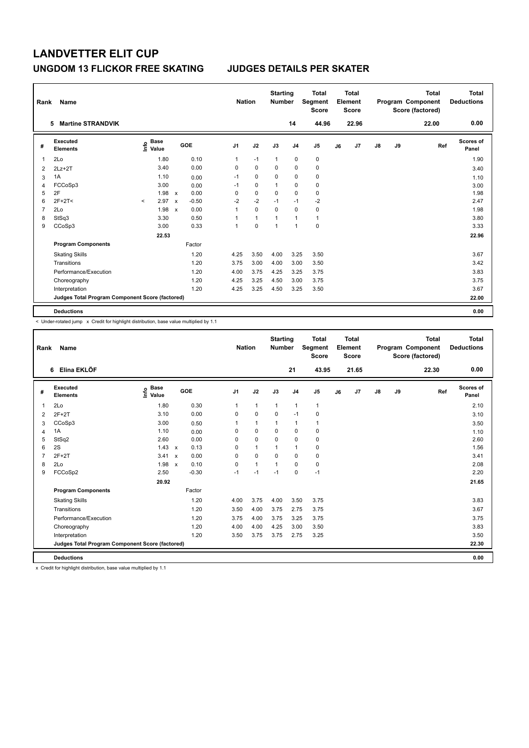# LANDVETTER ELIT CUP

## UNGDOM 13 FLICKOR FREE SKATING JUDGES DETAILS PER SKATER

| Rank | Name | Nation | Starting Number | Total Segment Score | Total Element Score | Total Program Component Score (factored) | Total Deductions |
|---|---|---|---|---|---|---|---|
| 5 | Martine STRANDVIK | | 14 | 44.96 | 22.96 | 22.00 | 0.00 |

| # | Executed Elements | Info | Base Value | | GOE | J1 | J2 | J3 | J4 | J5 | J6 | J7 | J8 | J9 | Ref | Scores of Panel |
|---|---|---|---|---|---|---|---|---|---|---|---|---|---|---|---|---|
| 1 | 2Lo | | 1.80 | | 0.10 | 1 | -1 | 1 | 0 | 0 | | | | | | 1.90 |
| 2 | 2Lz+2T | | 3.40 | | 0.00 | 0 | 0 | 0 | 0 | 0 | | | | | | 3.40 |
| 3 | 1A | | 1.10 | | 0.00 | -1 | 0 | 0 | 0 | 0 | | | | | | 1.10 |
| 4 | FCCoSp3 | | 3.00 | | 0.00 | -1 | 0 | 1 | 0 | 0 | | | | | | 3.00 |
| 5 | 2F | | 1.98 | x | 0.00 | 0 | 0 | 0 | 0 | 0 | | | | | | 1.98 |
| 6 | 2F+2T< | < | 2.97 | x | -0.50 | -2 | -2 | -1 | -1 | -2 | | | | | | 2.47 |
| 7 | 2Lo | | 1.98 | x | 0.00 | 1 | 0 | 0 | 0 | 0 | | | | | | 1.98 |
| 8 | StSq3 | | 3.30 | | 0.50 | 1 | 1 | 1 | 1 | 1 | | | | | | 3.80 |
| 9 | CCoSp3 | | 3.00 | | 0.33 | 1 | 0 | 1 | 1 | 0 | | | | | | 3.33 |
| | | | 22.53 | | | | | | | | | | | | | 22.96 |
| | **Program Components** | | | | Factor | | | | | | | | | | | |
| | Skating Skills | | | | 1.20 | 4.25 | 3.50 | 4.00 | 3.25 | 3.50 | | | | | | 3.67 |
| | Transitions | | | | 1.20 | 3.75 | 3.00 | 4.00 | 3.00 | 3.50 | | | | | | 3.42 |
| | Performance/Execution | | | | 1.20 | 4.00 | 3.75 | 4.25 | 3.25 | 3.75 | | | | | | 3.83 |
| | Choreography | | | | 1.20 | 4.25 | 3.25 | 4.50 | 3.00 | 3.75 | | | | | | 3.75 |
| | Interpretation | | | | 1.20 | 4.25 | 3.25 | 4.50 | 3.25 | 3.50 | | | | | | 3.67 |
| | **Judges Total Program Component Score (factored)** | | | | | | | | | | | | | | | 22.00 |
| | **Deductions** | | | | | | | | | | | | | | | 0.00 |

< Under-rotated jump x Credit for highlight distribution, base value multiplied by 1.1

| Rank | Name | Nation | Starting Number | Total Segment Score | Total Element Score | Total Program Component Score (factored) | Total Deductions |
|---|---|---|---|---|---|---|---|
| 6 | Elina EKLÖF | | 21 | 43.95 | 21.65 | 22.30 | 0.00 |

| # | Executed Elements | Info | Base Value | | GOE | J1 | J2 | J3 | J4 | J5 | J6 | J7 | J8 | J9 | Ref | Scores of Panel |
|---|---|---|---|---|---|---|---|---|---|---|---|---|---|---|---|---|
| 1 | 2Lo | | 1.80 | | 0.30 | 1 | 1 | 1 | 1 | 1 | | | | | | 2.10 |
| 2 | 2F+2T | | 3.10 | | 0.00 | 0 | 0 | 0 | -1 | 0 | | | | | | 3.10 |
| 3 | CCoSp3 | | 3.00 | | 0.50 | 1 | 1 | 1 | 1 | 1 | | | | | | 3.50 |
| 4 | 1A | | 1.10 | | 0.00 | 0 | 0 | 0 | 0 | 0 | | | | | | 1.10 |
| 5 | StSq2 | | 2.60 | | 0.00 | 0 | 0 | 0 | 0 | 0 | | | | | | 2.60 |
| 6 | 2S | | 1.43 | x | 0.13 | 0 | 1 | 1 | 1 | 0 | | | | | | 1.56 |
| 7 | 2F+2T | | 3.41 | x | 0.00 | 0 | 0 | 0 | 0 | 0 | | | | | | 3.41 |
| 8 | 2Lo | | 1.98 | x | 0.10 | 0 | 1 | 1 | 0 | 0 | | | | | | 2.08 |
| 9 | FCCoSp2 | | 2.50 | | -0.30 | -1 | -1 | -1 | 0 | -1 | | | | | | 2.20 |
| | | | 20.92 | | | | | | | | | | | | | 21.65 |
| | **Program Components** | | | | Factor | | | | | | | | | | | |
| | Skating Skills | | | | 1.20 | 4.00 | 3.75 | 4.00 | 3.50 | 3.75 | | | | | | 3.83 |
| | Transitions | | | | 1.20 | 3.50 | 4.00 | 3.75 | 2.75 | 3.75 | | | | | | 3.67 |
| | Performance/Execution | | | | 1.20 | 3.75 | 4.00 | 3.75 | 3.25 | 3.75 | | | | | | 3.75 |
| | Choreography | | | | 1.20 | 4.00 | 4.00 | 4.25 | 3.00 | 3.50 | | | | | | 3.83 |
| | Interpretation | | | | 1.20 | 3.50 | 3.75 | 3.75 | 2.75 | 3.25 | | | | | | 3.50 |
| | **Judges Total Program Component Score (factored)** | | | | | | | | | | | | | | | 22.30 |
| | **Deductions** | | | | | | | | | | | | | | | 0.00 |

x Credit for highlight distribution, base value multiplied by 1.1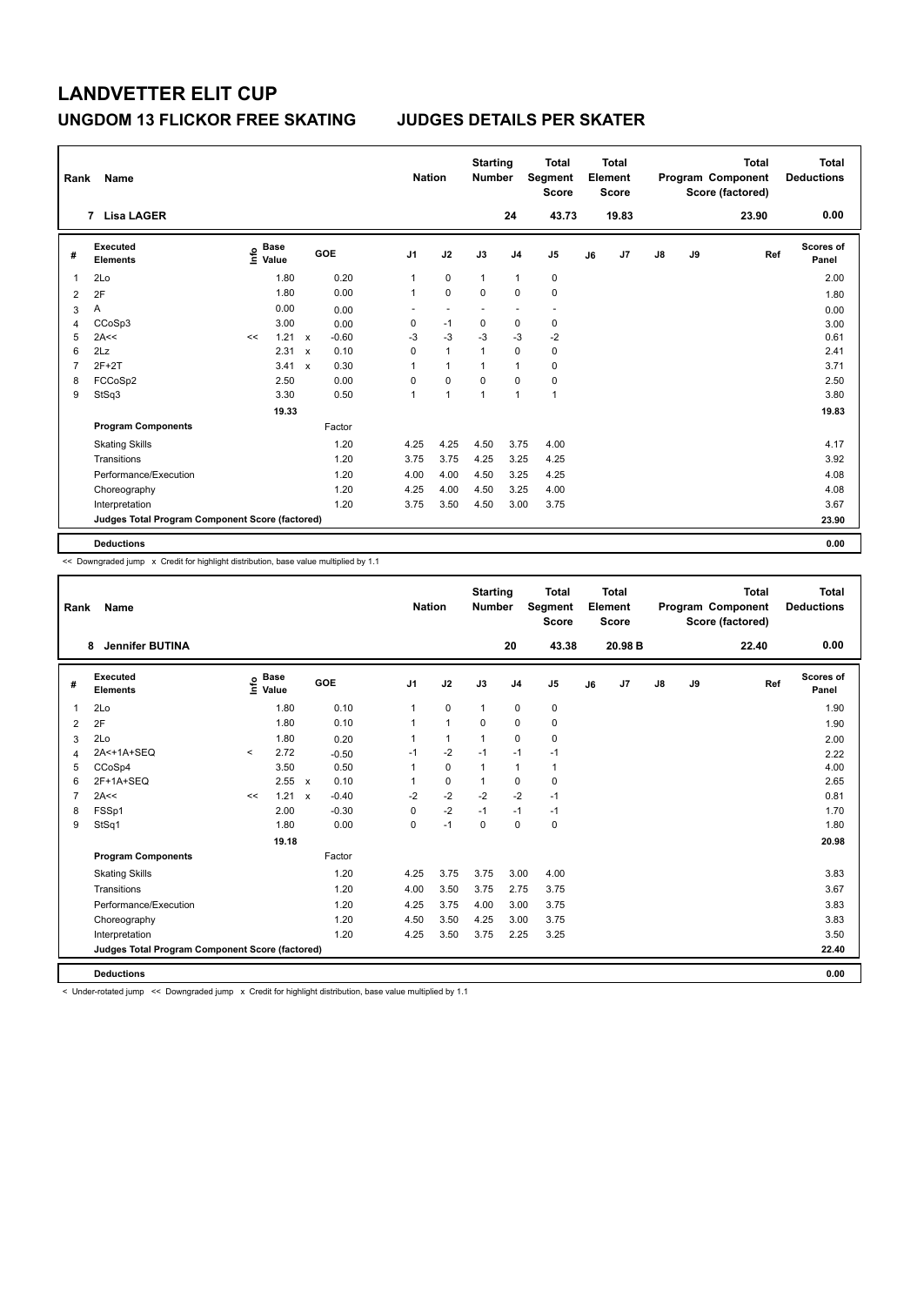# LANDVETTER ELIT CUP

## UNGDOM 13 FLICKOR FREE SKATING — JUDGES DETAILS PER SKATER

| Rank | Name | Nation | Starting Number | Total Segment Score | Total Element Score | Total Program Component Score (factored) | Total Deductions |
|---|---|---|---|---|---|---|---|
| 7 | Lisa LAGER | | 24 | 43.73 | 19.83 | 23.90 | 0.00 |

| # | Executed Elements | Info | Base Value | | GOE | J1 | J2 | J3 | J4 | J5 | J6 | J7 | J8 | J9 | Ref | Scores of Panel |
|---|---|---|---|---|---|---|---|---|---|---|---|---|---|---|---|---|
| 1 | 2Lo | | 1.80 | | 0.20 | 1 | 0 | 1 | 1 | 0 | | | | | | 2.00 |
| 2 | 2F | | 1.80 | | 0.00 | 1 | 0 | 0 | 0 | 0 | | | | | | 1.80 |
| 3 | A | | 0.00 | | 0.00 | - | - | - | - | - | | | | | | 0.00 |
| 4 | CCoSp3 | | 3.00 | | 0.00 | 0 | -1 | 0 | 0 | 0 | | | | | | 3.00 |
| 5 | 2A<< | << | 1.21 | x | -0.60 | -3 | -3 | -3 | -3 | -2 | | | | | | 0.61 |
| 6 | 2Lz | | 2.31 | x | 0.10 | 0 | 1 | 1 | 0 | 0 | | | | | | 2.41 |
| 7 | 2F+2T | | 3.41 | x | 0.30 | 1 | 1 | 1 | 1 | 0 | | | | | | 3.71 |
| 8 | FCCoSp2 | | 2.50 | | 0.00 | 0 | 0 | 0 | 0 | 0 | | | | | | 2.50 |
| 9 | StSq3 | | 3.30 | | 0.50 | 1 | 1 | 1 | 1 | 1 | | | | | | 3.80 |
| | | | 19.33 | | | | | | | | | | | | | 19.83 |
| | **Program Components** | | | | Factor | | | | | | | | | | | |
| | Skating Skills | | | | 1.20 | 4.25 | 4.25 | 4.50 | 3.75 | 4.00 | | | | | | 4.17 |
| | Transitions | | | | 1.20 | 3.75 | 3.75 | 4.25 | 3.25 | 4.25 | | | | | | 3.92 |
| | Performance/Execution | | | | 1.20 | 4.00 | 4.00 | 4.50 | 3.25 | 4.25 | | | | | | 4.08 |
| | Choreography | | | | 1.20 | 4.25 | 4.00 | 4.50 | 3.25 | 4.00 | | | | | | 4.08 |
| | Interpretation | | | | 1.20 | 3.75 | 3.50 | 4.50 | 3.00 | 3.75 | | | | | | 3.67 |
| | **Judges Total Program Component Score (factored)** | | | | | | | | | | | | | | | 23.90 |
| | **Deductions** | | | | | | | | | | | | | | | 0.00 |

<< Downgraded jump x Credit for highlight distribution, base value multiplied by 1.1

| Rank | Name | Nation | Starting Number | Total Segment Score | Total Element Score | Total Program Component Score (factored) | Total Deductions |
|---|---|---|---|---|---|---|---|
| 8 | Jennifer BUTINA | | 20 | 43.38 | 20.98 B | 22.40 | 0.00 |

| # | Executed Elements | Info | Base Value | | GOE | J1 | J2 | J3 | J4 | J5 | J6 | J7 | J8 | J9 | Ref | Scores of Panel |
|---|---|---|---|---|---|---|---|---|---|---|---|---|---|---|---|---|
| 1 | 2Lo | | 1.80 | | 0.10 | 1 | 0 | 1 | 0 | 0 | | | | | | 1.90 |
| 2 | 2F | | 1.80 | | 0.10 | 1 | 1 | 0 | 0 | 0 | | | | | | 1.90 |
| 3 | 2Lo | | 1.80 | | 0.20 | 1 | 1 | 1 | 0 | 0 | | | | | | 2.00 |
| 4 | 2A<+1A+SEQ | < | 2.72 | | -0.50 | -1 | -2 | -1 | -1 | -1 | | | | | | 2.22 |
| 5 | CCoSp4 | | 3.50 | | 0.50 | 1 | 0 | 1 | 1 | 1 | | | | | | 4.00 |
| 6 | 2F+1A+SEQ | | 2.55 | x | 0.10 | 1 | 0 | 1 | 0 | 0 | | | | | | 2.65 |
| 7 | 2A<< | << | 1.21 | x | -0.40 | -2 | -2 | -2 | -2 | -1 | | | | | | 0.81 |
| 8 | FSSp1 | | 2.00 | | -0.30 | 0 | -2 | -1 | -1 | -1 | | | | | | 1.70 |
| 9 | StSq1 | | 1.80 | | 0.00 | 0 | -1 | 0 | 0 | 0 | | | | | | 1.80 |
| | | | 19.18 | | | | | | | | | | | | | 20.98 |
| | **Program Components** | | | | Factor | | | | | | | | | | | |
| | Skating Skills | | | | 1.20 | 4.25 | 3.75 | 3.75 | 3.00 | 4.00 | | | | | | 3.83 |
| | Transitions | | | | 1.20 | 4.00 | 3.50 | 3.75 | 2.75 | 3.75 | | | | | | 3.67 |
| | Performance/Execution | | | | 1.20 | 4.25 | 3.75 | 4.00 | 3.00 | 3.75 | | | | | | 3.83 |
| | Choreography | | | | 1.20 | 4.50 | 3.50 | 4.25 | 3.00 | 3.75 | | | | | | 3.83 |
| | Interpretation | | | | 1.20 | 4.25 | 3.50 | 3.75 | 2.25 | 3.25 | | | | | | 3.50 |
| | **Judges Total Program Component Score (factored)** | | | | | | | | | | | | | | | 22.40 |
| | **Deductions** | | | | | | | | | | | | | | | 0.00 |

< Under-rotated jump << Downgraded jump x Credit for highlight distribution, base value multiplied by 1.1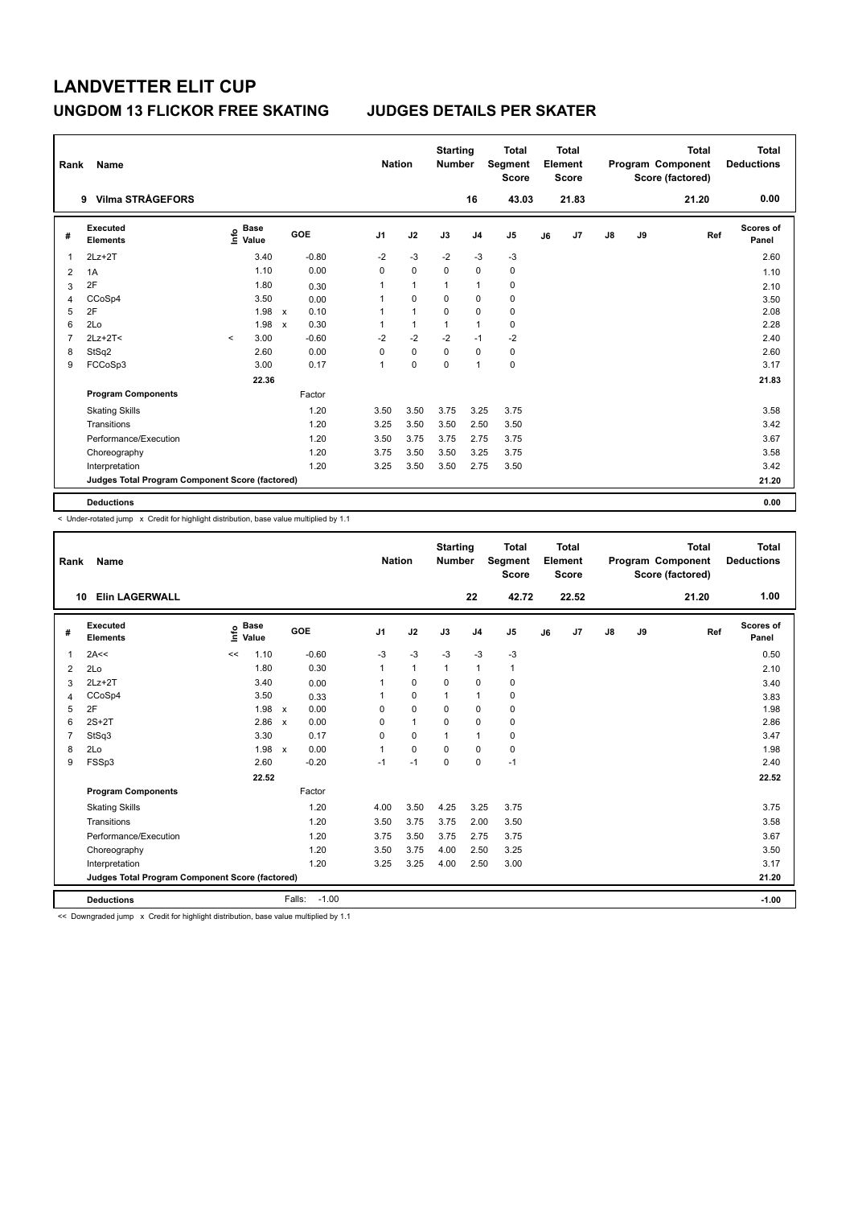# LANDVETTER ELIT CUP

## UNGDOM 13 FLICKOR FREE SKATING — JUDGES DETAILS PER SKATER

| Rank | Name | Nation | Starting Number | Total Segment Score | Total Element Score | Total Program Component Score (factored) | Total Deductions |
|---|---|---|---|---|---|---|---|
| 9 | Vilma STRÅGEFORS | | 16 | 43.03 | 21.83 | 21.20 | 0.00 |

| # | Executed Elements | Info | Base Value | | GOE | J1 | J2 | J3 | J4 | J5 | J6 | J7 | J8 | J9 | Ref | Scores of Panel |
|---|---|---|---|---|---|---|---|---|---|---|---|---|---|---|---|---|
| 1 | 2Lz+2T | | 3.40 | | -0.80 | -2 | -3 | -2 | -3 | -3 | | | | | | 2.60 |
| 2 | 1A | | 1.10 | | 0.00 | 0 | 0 | 0 | 0 | 0 | | | | | | 1.10 |
| 3 | 2F | | 1.80 | | 0.30 | 1 | 1 | 1 | 1 | 0 | | | | | | 2.10 |
| 4 | CCoSp4 | | 3.50 | | 0.00 | 1 | 0 | 0 | 0 | 0 | | | | | | 3.50 |
| 5 | 2F | | 1.98 | x | 0.10 | 1 | 1 | 0 | 0 | 0 | | | | | | 2.08 |
| 6 | 2Lo | | 1.98 | x | 0.30 | 1 | 1 | 1 | 1 | 0 | | | | | | 2.28 |
| 7 | 2Lz+2T< | < | 3.00 | | -0.60 | -2 | -2 | -2 | -1 | -2 | | | | | | 2.40 |
| 8 | StSq2 | | 2.60 | | 0.00 | 0 | 0 | 0 | 0 | 0 | | | | | | 2.60 |
| 9 | FCCoSp3 | | 3.00 | | 0.17 | 1 | 0 | 0 | 1 | 0 | | | | | | 3.17 |
| | | | 22.36 | | | | | | | | | | | | | 21.83 |
| | **Program Components** | | | | Factor | | | | | | | | | | | |
| | Skating Skills | | | | 1.20 | 3.50 | 3.50 | 3.75 | 3.25 | 3.75 | | | | | | 3.58 |
| | Transitions | | | | 1.20 | 3.25 | 3.50 | 3.50 | 2.50 | 3.50 | | | | | | 3.42 |
| | Performance/Execution | | | | 1.20 | 3.50 | 3.75 | 3.75 | 2.75 | 3.75 | | | | | | 3.67 |
| | Choreography | | | | 1.20 | 3.75 | 3.50 | 3.50 | 3.25 | 3.75 | | | | | | 3.58 |
| | Interpretation | | | | 1.20 | 3.25 | 3.50 | 3.50 | 2.75 | 3.50 | | | | | | 3.42 |
| | **Judges Total Program Component Score (factored)** | | | | | | | | | | | | | | | 21.20 |
| | **Deductions** | | | | | | | | | | | | | | | 0.00 |

< Under-rotated jump x Credit for highlight distribution, base value multiplied by 1.1

| Rank | Name | Nation | Starting Number | Total Segment Score | Total Element Score | Total Program Component Score (factored) | Total Deductions |
|---|---|---|---|---|---|---|---|
| 10 | Elin LAGERWALL | | 22 | 42.72 | 22.52 | 21.20 | 1.00 |

| # | Executed Elements | Info | Base Value | | GOE | J1 | J2 | J3 | J4 | J5 | J6 | J7 | J8 | J9 | Ref | Scores of Panel |
|---|---|---|---|---|---|---|---|---|---|---|---|---|---|---|---|---|
| 1 | 2A<< | << | 1.10 | | -0.60 | -3 | -3 | -3 | -3 | -3 | | | | | | 0.50 |
| 2 | 2Lo | | 1.80 | | 0.30 | 1 | 1 | 1 | 1 | 1 | | | | | | 2.10 |
| 3 | 2Lz+2T | | 3.40 | | 0.00 | 1 | 0 | 0 | 0 | 0 | | | | | | 3.40 |
| 4 | CCoSp4 | | 3.50 | | 0.33 | 1 | 0 | 1 | 1 | 0 | | | | | | 3.83 |
| 5 | 2F | | 1.98 | x | 0.00 | 0 | 0 | 0 | 0 | 0 | | | | | | 1.98 |
| 6 | 2S+2T | | 2.86 | x | 0.00 | 0 | 1 | 0 | 0 | 0 | | | | | | 2.86 |
| 7 | StSq3 | | 3.30 | | 0.17 | 0 | 0 | 1 | 1 | 0 | | | | | | 3.47 |
| 8 | 2Lo | | 1.98 | x | 0.00 | 1 | 0 | 0 | 0 | 0 | | | | | | 1.98 |
| 9 | FSSp3 | | 2.60 | | -0.20 | -1 | -1 | 0 | 0 | -1 | | | | | | 2.40 |
| | | | 22.52 | | | | | | | | | | | | | 22.52 |
| | **Program Components** | | | | Factor | | | | | | | | | | | |
| | Skating Skills | | | | 1.20 | 4.00 | 3.50 | 4.25 | 3.25 | 3.75 | | | | | | 3.75 |
| | Transitions | | | | 1.20 | 3.50 | 3.75 | 3.75 | 2.00 | 3.50 | | | | | | 3.58 |
| | Performance/Execution | | | | 1.20 | 3.75 | 3.50 | 3.75 | 2.75 | 3.75 | | | | | | 3.67 |
| | Choreography | | | | 1.20 | 3.50 | 3.75 | 4.00 | 2.50 | 3.25 | | | | | | 3.50 |
| | Interpretation | | | | 1.20 | 3.25 | 3.25 | 4.00 | 2.50 | 3.00 | | | | | | 3.17 |
| | **Judges Total Program Component Score (factored)** | | | | | | | | | | | | | | | 21.20 |
| | **Deductions** | | | | Falls: -1.00 | | | | | | | | | | | -1.00 |

<< Downgraded jump x Credit for highlight distribution, base value multiplied by 1.1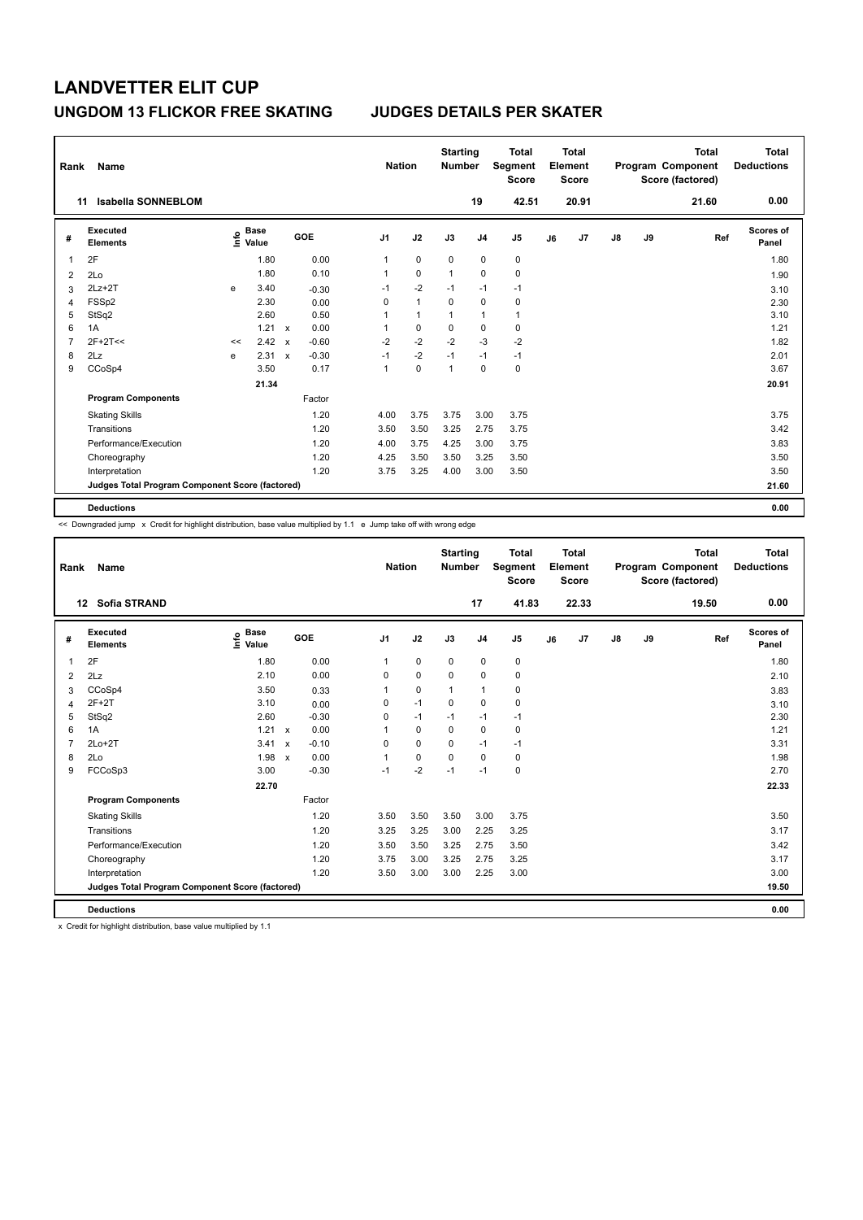# LANDVETTER ELIT CUP

## UNGDOM 13 FLICKOR FREE SKATING JUDGES DETAILS PER SKATER

| Rank | Name | Nation | Starting Number | Total Segment Score | Total Element Score | Total Program Component Score (factored) | Total Deductions |
|---|---|---|---|---|---|---|---|
| 11 | Isabella SONNEBLOM | | 19 | 42.51 | 20.91 | 21.60 | 0.00 |

| # | Executed Elements | Info | Base Value | | GOE | J1 | J2 | J3 | J4 | J5 | J6 | J7 | J8 | J9 | Ref | Scores of Panel |
|---|---|---|---|---|---|---|---|---|---|---|---|---|---|---|---|---|
| 1 | 2F | | 1.80 | | 0.00 | 1 | 0 | 0 | 0 | 0 | | | | | | 1.80 |
| 2 | 2Lo | | 1.80 | | 0.10 | 1 | 0 | 1 | 0 | 0 | | | | | | 1.90 |
| 3 | 2Lz+2T | e | 3.40 | | -0.30 | -1 | -2 | -1 | -1 | -1 | | | | | | 3.10 |
| 4 | FSSp2 | | 2.30 | | 0.00 | 0 | 1 | 0 | 0 | 0 | | | | | | 2.30 |
| 5 | StSq2 | | 2.60 | | 0.50 | 1 | 1 | 1 | 1 | 1 | | | | | | 3.10 |
| 6 | 1A | | 1.21 | x | 0.00 | 1 | 0 | 0 | 0 | 0 | | | | | | 1.21 |
| 7 | 2F+2T<< | << | 2.42 | x | -0.60 | -2 | -2 | -2 | -3 | -2 | | | | | | 1.82 |
| 8 | 2Lz | e | 2.31 | x | -0.30 | -1 | -2 | -1 | -1 | -1 | | | | | | 2.01 |
| 9 | CCoSp4 | | 3.50 | | 0.17 | 1 | 0 | 1 | 0 | 0 | | | | | | 3.67 |
| | | | 21.34 | | | | | | | | | | | | | 20.91 |
| | **Program Components** | | | | Factor | | | | | | | | | | | |
| | Skating Skills | | | | 1.20 | 4.00 | 3.75 | 3.75 | 3.00 | 3.75 | | | | | | 3.75 |
| | Transitions | | | | 1.20 | 3.50 | 3.50 | 3.25 | 2.75 | 3.75 | | | | | | 3.42 |
| | Performance/Execution | | | | 1.20 | 4.00 | 3.75 | 4.25 | 3.00 | 3.75 | | | | | | 3.83 |
| | Choreography | | | | 1.20 | 4.25 | 3.50 | 3.50 | 3.25 | 3.50 | | | | | | 3.50 |
| | Interpretation | | | | 1.20 | 3.75 | 3.25 | 4.00 | 3.00 | 3.50 | | | | | | 3.50 |
| | Judges Total Program Component Score (factored) | | | | | | | | | | | | | | | 21.60 |
| | **Deductions** | | | | | | | | | | | | | | | 0.00 |

<< Downgraded jump x Credit for highlight distribution, base value multiplied by 1.1 e Jump take off with wrong edge

| Rank | Name | Nation | Starting Number | Total Segment Score | Total Element Score | Total Program Component Score (factored) | Total Deductions |
|---|---|---|---|---|---|---|---|
| 12 | Sofia STRAND | | 17 | 41.83 | 22.33 | 19.50 | 0.00 |

| # | Executed Elements | Info | Base Value | | GOE | J1 | J2 | J3 | J4 | J5 | J6 | J7 | J8 | J9 | Ref | Scores of Panel |
|---|---|---|---|---|---|---|---|---|---|---|---|---|---|---|---|---|
| 1 | 2F | | 1.80 | | 0.00 | 1 | 0 | 0 | 0 | 0 | | | | | | 1.80 |
| 2 | 2Lz | | 2.10 | | 0.00 | 0 | 0 | 0 | 0 | 0 | | | | | | 2.10 |
| 3 | CCoSp4 | | 3.50 | | 0.33 | 1 | 0 | 1 | 1 | 0 | | | | | | 3.83 |
| 4 | 2F+2T | | 3.10 | | 0.00 | 0 | -1 | 0 | 0 | 0 | | | | | | 3.10 |
| 5 | StSq2 | | 2.60 | | -0.30 | 0 | -1 | -1 | -1 | -1 | | | | | | 2.30 |
| 6 | 1A | | 1.21 | x | 0.00 | 1 | 0 | 0 | 0 | 0 | | | | | | 1.21 |
| 7 | 2Lo+2T | | 3.41 | x | -0.10 | 0 | 0 | 0 | -1 | -1 | | | | | | 3.31 |
| 8 | 2Lo | | 1.98 | x | 0.00 | 1 | 0 | 0 | 0 | 0 | | | | | | 1.98 |
| 9 | FCCoSp3 | | 3.00 | | -0.30 | -1 | -2 | -1 | -1 | 0 | | | | | | 2.70 |
| | | | 22.70 | | | | | | | | | | | | | 22.33 |
| | **Program Components** | | | | Factor | | | | | | | | | | | |
| | Skating Skills | | | | 1.20 | 3.50 | 3.50 | 3.50 | 3.00 | 3.75 | | | | | | 3.50 |
| | Transitions | | | | 1.20 | 3.25 | 3.25 | 3.00 | 2.25 | 3.25 | | | | | | 3.17 |
| | Performance/Execution | | | | 1.20 | 3.50 | 3.50 | 3.25 | 2.75 | 3.50 | | | | | | 3.42 |
| | Choreography | | | | 1.20 | 3.75 | 3.00 | 3.25 | 2.75 | 3.25 | | | | | | 3.17 |
| | Interpretation | | | | 1.20 | 3.50 | 3.00 | 3.00 | 2.25 | 3.00 | | | | | | 3.00 |
| | Judges Total Program Component Score (factored) | | | | | | | | | | | | | | | 19.50 |
| | **Deductions** | | | | | | | | | | | | | | | 0.00 |

x Credit for highlight distribution, base value multiplied by 1.1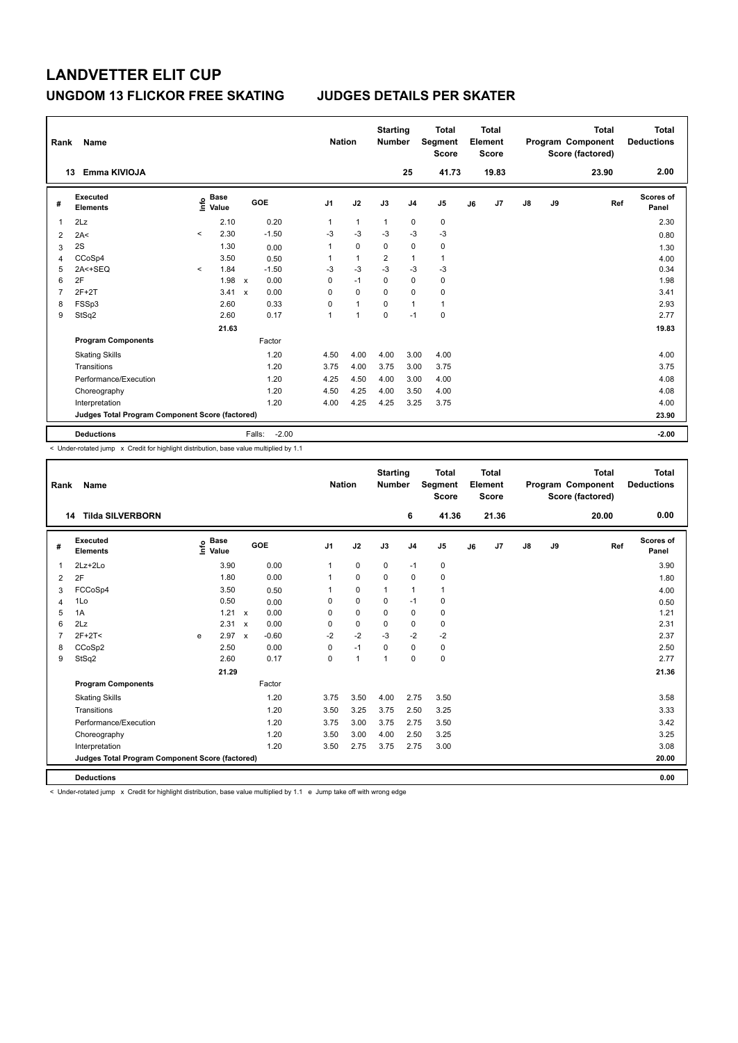# LANDVETTER ELIT CUP

## UNGDOM 13 FLICKOR FREE SKATING — JUDGES DETAILS PER SKATER

| Rank | Name | Nation | Starting Number | Total Segment Score | Total Element Score | Total Program Component Score (factored) | Total Deductions |
|---|---|---|---|---|---|---|---|
| 13 | Emma KIVIOJA | | 25 | 41.73 | 19.83 | 23.90 | 2.00 |

| # | Executed Elements | Info | Base Value | | GOE | J1 | J2 | J3 | J4 | J5 | J6 | J7 | J8 | J9 | Ref | Scores of Panel |
|---|---|---|---|---|---|---|---|---|---|---|---|---|---|---|---|---|
| 1 | 2Lz | | 2.10 | | 0.20 | 1 | 1 | 1 | 0 | 0 | | | | | | 2.30 |
| 2 | 2A< | < | 2.30 | | -1.50 | -3 | -3 | -3 | -3 | -3 | | | | | | 0.80 |
| 3 | 2S | | 1.30 | | 0.00 | 1 | 0 | 0 | 0 | 0 | | | | | | 1.30 |
| 4 | CCoSp4 | | 3.50 | | 0.50 | 1 | 1 | 2 | 1 | 1 | | | | | | 4.00 |
| 5 | 2A<+SEQ | < | 1.84 | | -1.50 | -3 | -3 | -3 | -3 | -3 | | | | | | 0.34 |
| 6 | 2F | | 1.98 | x | 0.00 | 0 | -1 | 0 | 0 | 0 | | | | | | 1.98 |
| 7 | 2F+2T | | 3.41 | x | 0.00 | 0 | 0 | 0 | 0 | 0 | | | | | | 3.41 |
| 8 | FSSp3 | | 2.60 | | 0.33 | 0 | 1 | 0 | 1 | 1 | | | | | | 2.93 |
| 9 | StSq2 | | 2.60 | | 0.17 | 1 | 1 | 0 | -1 | 0 | | | | | | 2.77 |
| | | | 21.63 | | | | | | | | | | | | | 19.83 |
| | **Program Components** | | | | Factor | | | | | | | | | | | |
| | Skating Skills | | | | 1.20 | 4.50 | 4.00 | 4.00 | 3.00 | 4.00 | | | | | | 4.00 |
| | Transitions | | | | 1.20 | 3.75 | 4.00 | 3.75 | 3.00 | 3.75 | | | | | | 3.75 |
| | Performance/Execution | | | | 1.20 | 4.25 | 4.50 | 4.00 | 3.00 | 4.00 | | | | | | 4.08 |
| | Choreography | | | | 1.20 | 4.50 | 4.25 | 4.00 | 3.50 | 4.00 | | | | | | 4.08 |
| | Interpretation | | | | 1.20 | 4.00 | 4.25 | 4.25 | 3.25 | 3.75 | | | | | | 4.00 |
| | **Judges Total Program Component Score (factored)** | | | | | | | | | | | | | | | 23.90 |
| | **Deductions** | | | Falls: | -2.00 | | | | | | | | | | | -2.00 |

< Under-rotated jump x Credit for highlight distribution, base value multiplied by 1.1

| Rank | Name | Nation | Starting Number | Total Segment Score | Total Element Score | Total Program Component Score (factored) | Total Deductions |
|---|---|---|---|---|---|---|---|
| 14 | Tilda SILVERBORN | | 6 | 41.36 | 21.36 | 20.00 | 0.00 |

| # | Executed Elements | Info | Base Value | | GOE | J1 | J2 | J3 | J4 | J5 | J6 | J7 | J8 | J9 | Ref | Scores of Panel |
|---|---|---|---|---|---|---|---|---|---|---|---|---|---|---|---|---|
| 1 | 2Lz+2Lo | | 3.90 | | 0.00 | 1 | 0 | 0 | -1 | 0 | | | | | | 3.90 |
| 2 | 2F | | 1.80 | | 0.00 | 1 | 0 | 0 | 0 | 0 | | | | | | 1.80 |
| 3 | FCCoSp4 | | 3.50 | | 0.50 | 1 | 0 | 1 | 1 | 1 | | | | | | 4.00 |
| 4 | 1Lo | | 0.50 | | 0.00 | 0 | 0 | 0 | -1 | 0 | | | | | | 0.50 |
| 5 | 1A | | 1.21 | x | 0.00 | 0 | 0 | 0 | 0 | 0 | | | | | | 1.21 |
| 6 | 2Lz | | 2.31 | x | 0.00 | 0 | 0 | 0 | 0 | 0 | | | | | | 2.31 |
| 7 | 2F+2T< | e | 2.97 | x | -0.60 | -2 | -2 | -3 | -2 | -2 | | | | | | 2.37 |
| 8 | CCoSp2 | | 2.50 | | 0.00 | 0 | -1 | 0 | 0 | 0 | | | | | | 2.50 |
| 9 | StSq2 | | 2.60 | | 0.17 | 0 | 1 | 1 | 0 | 0 | | | | | | 2.77 |
| | | | 21.29 | | | | | | | | | | | | | 21.36 |
| | **Program Components** | | | | Factor | | | | | | | | | | | |
| | Skating Skills | | | | 1.20 | 3.75 | 3.50 | 4.00 | 2.75 | 3.50 | | | | | | 3.58 |
| | Transitions | | | | 1.20 | 3.50 | 3.25 | 3.75 | 2.50 | 3.25 | | | | | | 3.33 |
| | Performance/Execution | | | | 1.20 | 3.75 | 3.00 | 3.75 | 2.75 | 3.50 | | | | | | 3.42 |
| | Choreography | | | | 1.20 | 3.50 | 3.00 | 4.00 | 2.50 | 3.25 | | | | | | 3.25 |
| | Interpretation | | | | 1.20 | 3.50 | 2.75 | 3.75 | 2.75 | 3.00 | | | | | | 3.08 |
| | **Judges Total Program Component Score (factored)** | | | | | | | | | | | | | | | 20.00 |
| | **Deductions** | | | | | | | | | | | | | | | 0.00 |

< Under-rotated jump x Credit for highlight distribution, base value multiplied by 1.1 e Jump take off with wrong edge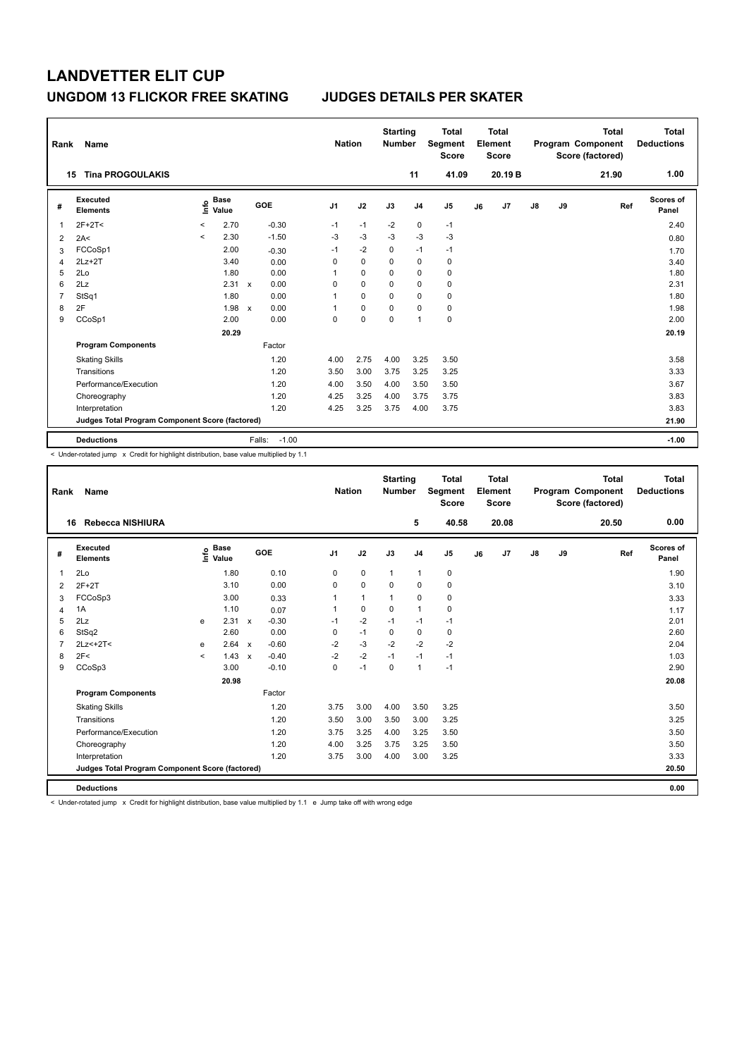# LANDVETTER ELIT CUP

## UNGDOM 13 FLICKOR FREE SKATING　　　JUDGES DETAILS PER SKATER

| Rank | Name | Nation | Starting Number | Total Segment Score | Total Element Score | Total Program Component Score (factored) | Total Deductions |
|---|---|---|---|---|---|---|---|
| 15 | Tina PROGOULAKIS | | 11 | 41.09 | 20.19 B | 21.90 | 1.00 |

| # | Executed Elements | Info | Base Value | | GOE | J1 | J2 | J3 | J4 | J5 | J6 | J7 | J8 | J9 | Ref | Scores of Panel |
|---|---|---|---|---|---|---|---|---|---|---|---|---|---|---|---|---|
| 1 | 2F+2T< | < | 2.70 | | -0.30 | -1 | -1 | -2 | 0 | -1 | | | | | | 2.40 |
| 2 | 2A< | < | 2.30 | | -1.50 | -3 | -3 | -3 | -3 | -3 | | | | | | 0.80 |
| 3 | FCCoSp1 | | 2.00 | | -0.30 | -1 | -2 | 0 | -1 | -1 | | | | | | 1.70 |
| 4 | 2Lz+2T | | 3.40 | | 0.00 | 0 | 0 | 0 | 0 | 0 | | | | | | 3.40 |
| 5 | 2Lo | | 1.80 | | 0.00 | 1 | 0 | 0 | 0 | 0 | | | | | | 1.80 |
| 6 | 2Lz | | 2.31 | x | 0.00 | 0 | 0 | 0 | 0 | 0 | | | | | | 2.31 |
| 7 | StSq1 | | 1.80 | | 0.00 | 1 | 0 | 0 | 0 | 0 | | | | | | 1.80 |
| 8 | 2F | | 1.98 | x | 0.00 | 1 | 0 | 0 | 0 | 0 | | | | | | 1.98 |
| 9 | CCoSp1 | | 2.00 | | 0.00 | 0 | 0 | 0 | 1 | 0 | | | | | | 2.00 |
| | | | 20.29 | | | | | | | | | | | | | 20.19 |
| | **Program Components** | | | | Factor | | | | | | | | | | | |
| | Skating Skills | | | | 1.20 | 4.00 | 2.75 | 4.00 | 3.25 | 3.50 | | | | | | 3.58 |
| | Transitions | | | | 1.20 | 3.50 | 3.00 | 3.75 | 3.25 | 3.25 | | | | | | 3.33 |
| | Performance/Execution | | | | 1.20 | 4.00 | 3.50 | 4.00 | 3.50 | 3.50 | | | | | | 3.67 |
| | Choreography | | | | 1.20 | 4.25 | 3.25 | 4.00 | 3.75 | 3.75 | | | | | | 3.83 |
| | Interpretation | | | | 1.20 | 4.25 | 3.25 | 3.75 | 4.00 | 3.75 | | | | | | 3.83 |
| | **Judges Total Program Component Score (factored)** | | | | | | | | | | | | | | | 21.90 |
| | **Deductions** | | | | Falls: -1.00 | | | | | | | | | | | -1.00 |

< Under-rotated jump x Credit for highlight distribution, base value multiplied by 1.1

| Rank | Name | Nation | Starting Number | Total Segment Score | Total Element Score | Total Program Component Score (factored) | Total Deductions |
|---|---|---|---|---|---|---|---|
| 16 | Rebecca NISHIURA | | 5 | 40.58 | 20.08 | 20.50 | 0.00 |

| # | Executed Elements | Info | Base Value | | GOE | J1 | J2 | J3 | J4 | J5 | J6 | J7 | J8 | J9 | Ref | Scores of Panel |
|---|---|---|---|---|---|---|---|---|---|---|---|---|---|---|---|---|
| 1 | 2Lo | | 1.80 | | 0.10 | 0 | 0 | 1 | 1 | 0 | | | | | | 1.90 |
| 2 | 2F+2T | | 3.10 | | 0.00 | 0 | 0 | 0 | 0 | 0 | | | | | | 3.10 |
| 3 | FCCoSp3 | | 3.00 | | 0.33 | 1 | 1 | 1 | 0 | 0 | | | | | | 3.33 |
| 4 | 1A | | 1.10 | | 0.07 | 1 | 0 | 0 | 1 | 0 | | | | | | 1.17 |
| 5 | 2Lz | e | 2.31 | x | -0.30 | -1 | -2 | -1 | -1 | -1 | | | | | | 2.01 |
| 6 | StSq2 | | 2.60 | | 0.00 | 0 | -1 | 0 | 0 | 0 | | | | | | 2.60 |
| 7 | 2Lz<+2T< | e | 2.64 | x | -0.60 | -2 | -3 | -2 | -2 | -2 | | | | | | 2.04 |
| 8 | 2F< | < | 1.43 | x | -0.40 | -2 | -2 | -1 | -1 | -1 | | | | | | 1.03 |
| 9 | CCoSp3 | | 3.00 | | -0.10 | 0 | -1 | 0 | 1 | -1 | | | | | | 2.90 |
| | | | 20.98 | | | | | | | | | | | | | 20.08 |
| | **Program Components** | | | | Factor | | | | | | | | | | | |
| | Skating Skills | | | | 1.20 | 3.75 | 3.00 | 4.00 | 3.50 | 3.25 | | | | | | 3.50 |
| | Transitions | | | | 1.20 | 3.50 | 3.00 | 3.50 | 3.00 | 3.25 | | | | | | 3.25 |
| | Performance/Execution | | | | 1.20 | 3.75 | 3.25 | 4.00 | 3.25 | 3.50 | | | | | | 3.50 |
| | Choreography | | | | 1.20 | 4.00 | 3.25 | 3.75 | 3.25 | 3.50 | | | | | | 3.50 |
| | Interpretation | | | | 1.20 | 3.75 | 3.00 | 4.00 | 3.00 | 3.25 | | | | | | 3.33 |
| | **Judges Total Program Component Score (factored)** | | | | | | | | | | | | | | | 20.50 |
| | **Deductions** | | | | | | | | | | | | | | | 0.00 |

< Under-rotated jump x Credit for highlight distribution, base value multiplied by 1.1 e Jump take off with wrong edge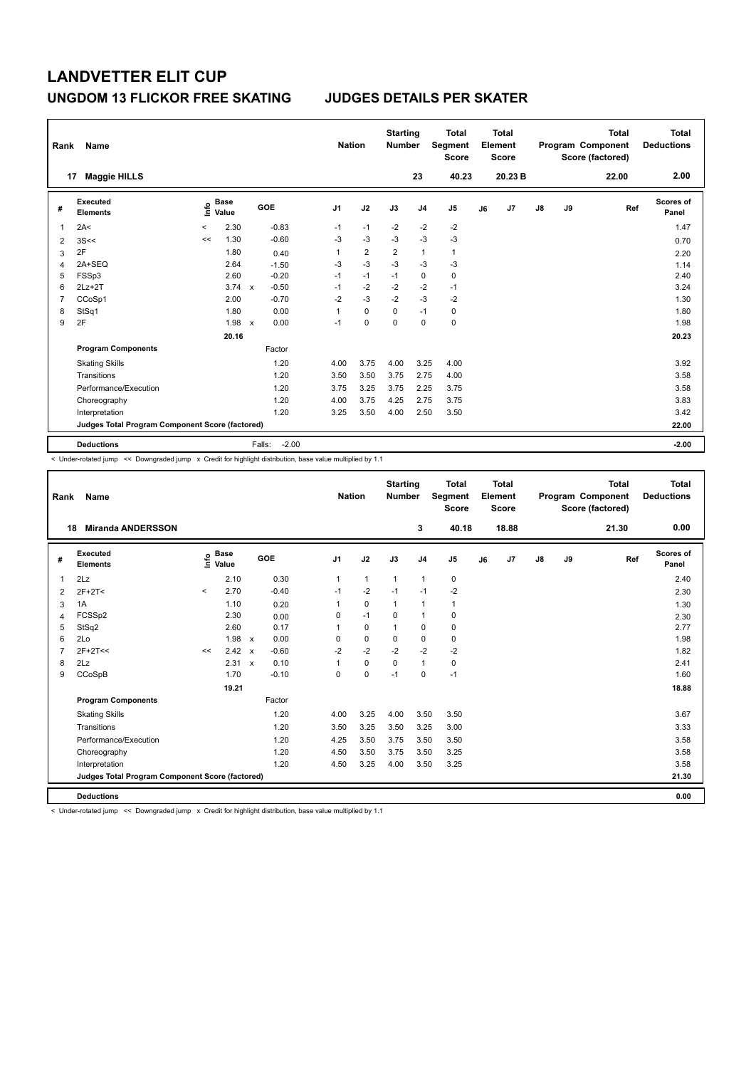# LANDVETTER ELIT CUP

## UNGDOM 13 FLICKOR FREE SKATING — JUDGES DETAILS PER SKATER

| Rank | Name | Nation | Starting Number | Total Segment Score | Total Element Score | Total Program Component Score (factored) | Total Deductions |
|---|---|---|---|---|---|---|---|
| 17 | Maggie HILLS | | 23 | 40.23 | 20.23 B | 22.00 | 2.00 |

| # | Executed Elements | Info | Base Value | | GOE | J1 | J2 | J3 | J4 | J5 | J6 | J7 | J8 | J9 | Ref | Scores of Panel |
|---|---|---|---|---|---|---|---|---|---|---|---|---|---|---|---|---|
| 1 | 2A< | < | 2.30 | | -0.83 | -1 | -1 | -2 | -2 | -2 | | | | | | 1.47 |
| 2 | 3S<< | << | 1.30 | | -0.60 | -3 | -3 | -3 | -3 | -3 | | | | | | 0.70 |
| 3 | 2F | | 1.80 | | 0.40 | 1 | 2 | 2 | 1 | 1 | | | | | | 2.20 |
| 4 | 2A+SEQ | | 2.64 | | -1.50 | -3 | -3 | -3 | -3 | -3 | | | | | | 1.14 |
| 5 | FSSp3 | | 2.60 | | -0.20 | -1 | -1 | -1 | 0 | 0 | | | | | | 2.40 |
| 6 | 2Lz+2T | | 3.74 | x | -0.50 | -1 | -2 | -2 | -2 | -1 | | | | | | 3.24 |
| 7 | CCoSp1 | | 2.00 | | -0.70 | -2 | -3 | -2 | -3 | -2 | | | | | | 1.30 |
| 8 | StSq1 | | 1.80 | | 0.00 | 1 | 0 | 0 | -1 | 0 | | | | | | 1.80 |
| 9 | 2F | | 1.98 | x | 0.00 | -1 | 0 | 0 | 0 | 0 | | | | | | 1.98 |
| | | | 20.16 | | | | | | | | | | | | | 20.23 |
| | **Program Components** | | | | Factor | | | | | | | | | | | |
| | Skating Skills | | | | 1.20 | 4.00 | 3.75 | 4.00 | 3.25 | 4.00 | | | | | | 3.92 |
| | Transitions | | | | 1.20 | 3.50 | 3.50 | 3.75 | 2.75 | 4.00 | | | | | | 3.58 |
| | Performance/Execution | | | | 1.20 | 3.75 | 3.25 | 3.75 | 2.25 | 3.75 | | | | | | 3.58 |
| | Choreography | | | | 1.20 | 4.00 | 3.75 | 4.25 | 2.75 | 3.75 | | | | | | 3.83 |
| | Interpretation | | | | 1.20 | 3.25 | 3.50 | 4.00 | 2.50 | 3.50 | | | | | | 3.42 |
| | **Judges Total Program Component Score (factored)** | | | | | | | | | | | | | | | 22.00 |
| | **Deductions** | | | | Falls: -2.00 | | | | | | | | | | | -2.00 |

< Under-rotated jump << Downgraded jump x Credit for highlight distribution, base value multiplied by 1.1

| Rank | Name | Nation | Starting Number | Total Segment Score | Total Element Score | Total Program Component Score (factored) | Total Deductions |
|---|---|---|---|---|---|---|---|
| 18 | Miranda ANDERSSON | | 3 | 40.18 | 18.88 | 21.30 | 0.00 |

| # | Executed Elements | Info | Base Value | | GOE | J1 | J2 | J3 | J4 | J5 | J6 | J7 | J8 | J9 | Ref | Scores of Panel |
|---|---|---|---|---|---|---|---|---|---|---|---|---|---|---|---|---|
| 1 | 2Lz | | 2.10 | | 0.30 | 1 | 1 | 1 | 1 | 0 | | | | | | 2.40 |
| 2 | 2F+2T< | < | 2.70 | | -0.40 | -1 | -2 | -1 | -1 | -2 | | | | | | 2.30 |
| 3 | 1A | | 1.10 | | 0.20 | 1 | 0 | 1 | 1 | 1 | | | | | | 1.30 |
| 4 | FCSSp2 | | 2.30 | | 0.00 | 0 | -1 | 0 | 1 | 0 | | | | | | 2.30 |
| 5 | StSq2 | | 2.60 | | 0.17 | 1 | 0 | 1 | 0 | 0 | | | | | | 2.77 |
| 6 | 2Lo | | 1.98 | x | 0.00 | 0 | 0 | 0 | 0 | 0 | | | | | | 1.98 |
| 7 | 2F+2T<< | << | 2.42 | x | -0.60 | -2 | -2 | -2 | -2 | -2 | | | | | | 1.82 |
| 8 | 2Lz | | 2.31 | x | 0.10 | 1 | 0 | 0 | 1 | 0 | | | | | | 2.41 |
| 9 | CCoSpB | | 1.70 | | -0.10 | 0 | 0 | -1 | 0 | -1 | | | | | | 1.60 |
| | | | 19.21 | | | | | | | | | | | | | 18.88 |
| | **Program Components** | | | | Factor | | | | | | | | | | | |
| | Skating Skills | | | | 1.20 | 4.00 | 3.25 | 4.00 | 3.50 | 3.50 | | | | | | 3.67 |
| | Transitions | | | | 1.20 | 3.50 | 3.25 | 3.50 | 3.25 | 3.00 | | | | | | 3.33 |
| | Performance/Execution | | | | 1.20 | 4.25 | 3.50 | 3.75 | 3.50 | 3.50 | | | | | | 3.58 |
| | Choreography | | | | 1.20 | 4.50 | 3.50 | 3.75 | 3.50 | 3.25 | | | | | | 3.58 |
| | Interpretation | | | | 1.20 | 4.50 | 3.25 | 4.00 | 3.50 | 3.25 | | | | | | 3.58 |
| | **Judges Total Program Component Score (factored)** | | | | | | | | | | | | | | | 21.30 |
| | **Deductions** | | | | | | | | | | | | | | | 0.00 |

< Under-rotated jump << Downgraded jump x Credit for highlight distribution, base value multiplied by 1.1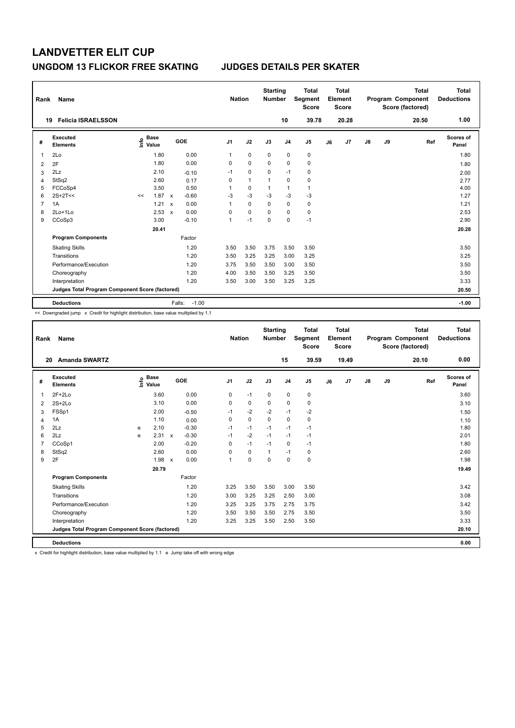# LANDVETTER ELIT CUP

## UNGDOM 13 FLICKOR FREE SKATING — JUDGES DETAILS PER SKATER

| Rank | Name | Nation | Starting Number | Total Segment Score | Total Element Score | Total Program Component Score (factored) | Total Deductions |
|---|---|---|---|---|---|---|---|
| 19 | Felicia ISRAELSSON | | 10 | 39.78 | 20.28 | 20.50 | 1.00 |

| # | Executed Elements | Info | Base Value | | GOE | J1 | J2 | J3 | J4 | J5 | J6 | J7 | J8 | J9 | Ref | Scores of Panel |
|---|---|---|---|---|---|---|---|---|---|---|---|---|---|---|---|---|
| 1 | 2Lo | | 1.80 | | 0.00 | 1 | 0 | 0 | 0 | 0 | | | | | | 1.80 |
| 2 | 2F | | 1.80 | | 0.00 | 0 | 0 | 0 | 0 | 0 | | | | | | 1.80 |
| 3 | 2Lz | | 2.10 | | -0.10 | -1 | 0 | 0 | -1 | 0 | | | | | | 2.00 |
| 4 | StSq2 | | 2.60 | | 0.17 | 0 | 1 | 1 | 0 | 0 | | | | | | 2.77 |
| 5 | FCCoSp4 | | 3.50 | | 0.50 | 1 | 0 | 1 | 1 | 1 | | | | | | 4.00 |
| 6 | 2S+2T<< | << | 1.87 | x | -0.60 | -3 | -3 | -3 | -3 | -3 | | | | | | 1.27 |
| 7 | 1A | | 1.21 | x | 0.00 | 1 | 0 | 0 | 0 | 0 | | | | | | 1.21 |
| 8 | 2Lo+1Lo | | 2.53 | x | 0.00 | 0 | 0 | 0 | 0 | 0 | | | | | | 2.53 |
| 9 | CCoSp3 | | 3.00 | | -0.10 | 1 | -1 | 0 | 0 | -1 | | | | | | 2.90 |
| | | | 20.41 | | | | | | | | | | | | | 20.28 |
| | **Program Components** | | | | Factor | | | | | | | | | | | |
| | Skating Skills | | | | 1.20 | 3.50 | 3.50 | 3.75 | 3.50 | 3.50 | | | | | | 3.50 |
| | Transitions | | | | 1.20 | 3.50 | 3.25 | 3.25 | 3.00 | 3.25 | | | | | | 3.25 |
| | Performance/Execution | | | | 1.20 | 3.75 | 3.50 | 3.50 | 3.00 | 3.50 | | | | | | 3.50 |
| | Choreography | | | | 1.20 | 4.00 | 3.50 | 3.50 | 3.25 | 3.50 | | | | | | 3.50 |
| | Interpretation | | | | 1.20 | 3.50 | 3.00 | 3.50 | 3.25 | 3.25 | | | | | | 3.33 |
| | **Judges Total Program Component Score (factored)** | | | | | | | | | | | | | | | 20.50 |
| | **Deductions** | | | | Falls: -1.00 | | | | | | | | | | | -1.00 |

<< Downgraded jump x Credit for highlight distribution, base value multiplied by 1.1

| Rank | Name | Nation | Starting Number | Total Segment Score | Total Element Score | Total Program Component Score (factored) | Total Deductions |
|---|---|---|---|---|---|---|---|
| 20 | Amanda SWARTZ | | 15 | 39.59 | 19.49 | 20.10 | 0.00 |

| # | Executed Elements | Info | Base Value | | GOE | J1 | J2 | J3 | J4 | J5 | J6 | J7 | J8 | J9 | Ref | Scores of Panel |
|---|---|---|---|---|---|---|---|---|---|---|---|---|---|---|---|---|
| 1 | 2F+2Lo | | 3.60 | | 0.00 | 0 | -1 | 0 | 0 | 0 | | | | | | 3.60 |
| 2 | 2S+2Lo | | 3.10 | | 0.00 | 0 | 0 | 0 | 0 | 0 | | | | | | 3.10 |
| 3 | FSSp1 | | 2.00 | | -0.50 | -1 | -2 | -2 | -1 | -2 | | | | | | 1.50 |
| 4 | 1A | | 1.10 | | 0.00 | 0 | 0 | 0 | 0 | 0 | | | | | | 1.10 |
| 5 | 2Lz | e | 2.10 | | -0.30 | -1 | -1 | -1 | -1 | -1 | | | | | | 1.80 |
| 6 | 2Lz | e | 2.31 | x | -0.30 | -1 | -2 | -1 | -1 | -1 | | | | | | 2.01 |
| 7 | CCoSp1 | | 2.00 | | -0.20 | 0 | -1 | -1 | 0 | -1 | | | | | | 1.80 |
| 8 | StSq2 | | 2.60 | | 0.00 | 0 | 0 | 1 | -1 | 0 | | | | | | 2.60 |
| 9 | 2F | | 1.98 | x | 0.00 | 1 | 0 | 0 | 0 | 0 | | | | | | 1.98 |
| | | | 20.79 | | | | | | | | | | | | | 19.49 |
| | **Program Components** | | | | Factor | | | | | | | | | | | |
| | Skating Skills | | | | 1.20 | 3.25 | 3.50 | 3.50 | 3.00 | 3.50 | | | | | | 3.42 |
| | Transitions | | | | 1.20 | 3.00 | 3.25 | 3.25 | 2.50 | 3.00 | | | | | | 3.08 |
| | Performance/Execution | | | | 1.20 | 3.25 | 3.25 | 3.75 | 2.75 | 3.75 | | | | | | 3.42 |
| | Choreography | | | | 1.20 | 3.50 | 3.50 | 3.50 | 2.75 | 3.50 | | | | | | 3.50 |
| | Interpretation | | | | 1.20 | 3.25 | 3.25 | 3.50 | 2.50 | 3.50 | | | | | | 3.33 |
| | **Judges Total Program Component Score (factored)** | | | | | | | | | | | | | | | 20.10 |
| | **Deductions** | | | | | | | | | | | | | | | 0.00 |

x Credit for highlight distribution, base value multiplied by 1.1 e Jump take off with wrong edge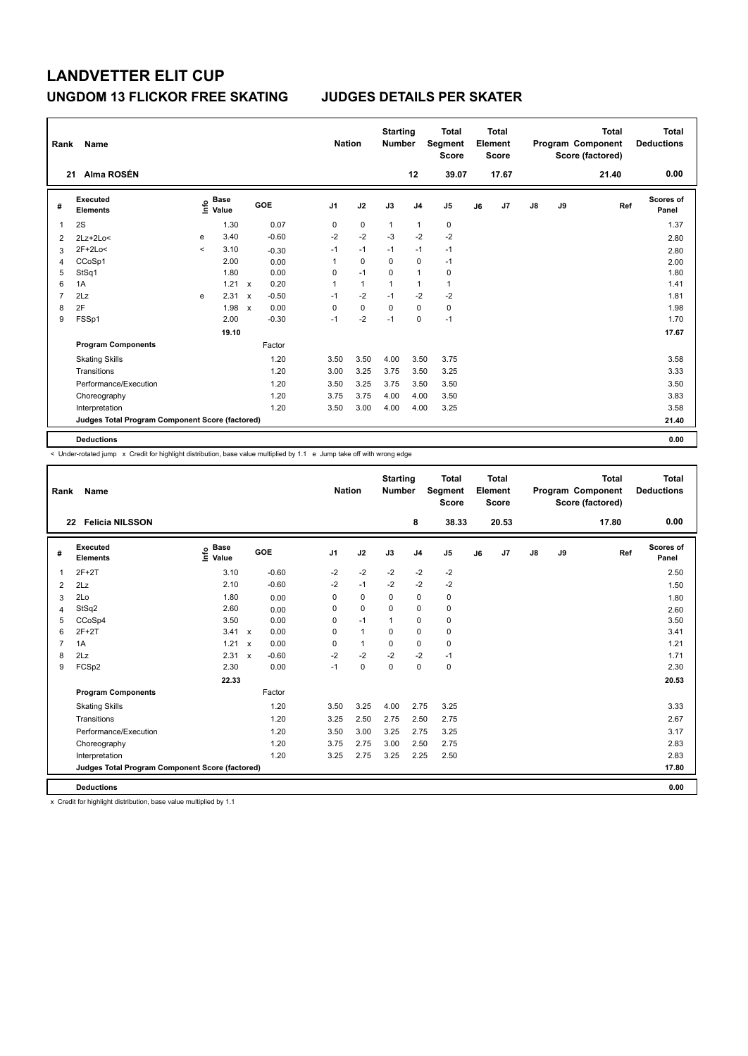# LANDVETTER ELIT CUP

## UNGDOM 13 FLICKOR FREE SKATING — JUDGES DETAILS PER SKATER

| Rank | Name | Nation | Starting Number | Total Segment Score | Total Element Score | Total Program Component Score (factored) | Total Deductions |
|---|---|---|---|---|---|---|---|
| 21 | Alma ROSÉN | | 12 | 39.07 | 17.67 | 21.40 | 0.00 |

| # | Executed Elements | Info | Base Value | | GOE | J1 | J2 | J3 | J4 | J5 | J6 | J7 | J8 | J9 | Ref | Scores of Panel |
|---|---|---|---|---|---|---|---|---|---|---|---|---|---|---|---|---|
| 1 | 2S | | 1.30 | | 0.07 | 0 | 0 | 1 | 1 | 0 | | | | | | 1.37 |
| 2 | 2Lz+2Lo< | e | 3.40 | | -0.60 | -2 | -2 | -3 | -2 | -2 | | | | | | 2.80 |
| 3 | 2F+2Lo< | < | 3.10 | | -0.30 | -1 | -1 | -1 | -1 | -1 | | | | | | 2.80 |
| 4 | CCoSp1 | | 2.00 | | 0.00 | 1 | 0 | 0 | 0 | -1 | | | | | | 2.00 |
| 5 | StSq1 | | 1.80 | | 0.00 | 0 | -1 | 0 | 1 | 0 | | | | | | 1.80 |
| 6 | 1A | | 1.21 | x | 0.20 | 1 | 1 | 1 | 1 | 1 | | | | | | 1.41 |
| 7 | 2Lz | e | 2.31 | x | -0.50 | -1 | -2 | -1 | -2 | -2 | | | | | | 1.81 |
| 8 | 2F | | 1.98 | x | 0.00 | 0 | 0 | 0 | 0 | 0 | | | | | | 1.98 |
| 9 | FSSp1 | | 2.00 | | -0.30 | -1 | -2 | -1 | 0 | -1 | | | | | | 1.70 |
| | | | 19.10 | | | | | | | | | | | | | 17.67 |
| | **Program Components** | | | | Factor | | | | | | | | | | | |
| | Skating Skills | | | | 1.20 | 3.50 | 3.50 | 4.00 | 3.50 | 3.75 | | | | | | 3.58 |
| | Transitions | | | | 1.20 | 3.00 | 3.25 | 3.75 | 3.50 | 3.25 | | | | | | 3.33 |
| | Performance/Execution | | | | 1.20 | 3.50 | 3.25 | 3.75 | 3.50 | 3.50 | | | | | | 3.50 |
| | Choreography | | | | 1.20 | 3.75 | 3.75 | 4.00 | 4.00 | 3.50 | | | | | | 3.83 |
| | Interpretation | | | | 1.20 | 3.50 | 3.00 | 4.00 | 4.00 | 3.25 | | | | | | 3.58 |
| | **Judges Total Program Component Score (factored)** | | | | | | | | | | | | | | | 21.40 |
| | **Deductions** | | | | | | | | | | | | | | | 0.00 |

< Under-rotated jump x Credit for highlight distribution, base value multiplied by 1.1 e Jump take off with wrong edge

| Rank | Name | Nation | Starting Number | Total Segment Score | Total Element Score | Total Program Component Score (factored) | Total Deductions |
|---|---|---|---|---|---|---|---|
| 22 | Felicia NILSSON | | 8 | 38.33 | 20.53 | 17.80 | 0.00 |

| # | Executed Elements | Info | Base Value | | GOE | J1 | J2 | J3 | J4 | J5 | J6 | J7 | J8 | J9 | Ref | Scores of Panel |
|---|---|---|---|---|---|---|---|---|---|---|---|---|---|---|---|---|
| 1 | 2F+2T | | 3.10 | | -0.60 | -2 | -2 | -2 | -2 | -2 | | | | | | 2.50 |
| 2 | 2Lz | | 2.10 | | -0.60 | -2 | -1 | -2 | -2 | -2 | | | | | | 1.50 |
| 3 | 2Lo | | 1.80 | | 0.00 | 0 | 0 | 0 | 0 | 0 | | | | | | 1.80 |
| 4 | StSq2 | | 2.60 | | 0.00 | 0 | 0 | 0 | 0 | 0 | | | | | | 2.60 |
| 5 | CCoSp4 | | 3.50 | | 0.00 | 0 | -1 | 1 | 0 | 0 | | | | | | 3.50 |
| 6 | 2F+2T | | 3.41 | x | 0.00 | 0 | 1 | 0 | 0 | 0 | | | | | | 3.41 |
| 7 | 1A | | 1.21 | x | 0.00 | 0 | 1 | 0 | 0 | 0 | | | | | | 1.21 |
| 8 | 2Lz | | 2.31 | x | -0.60 | -2 | -2 | -2 | -2 | -1 | | | | | | 1.71 |
| 9 | FCSp2 | | 2.30 | | 0.00 | -1 | 0 | 0 | 0 | 0 | | | | | | 2.30 |
| | | | 22.33 | | | | | | | | | | | | | 20.53 |
| | **Program Components** | | | | Factor | | | | | | | | | | | |
| | Skating Skills | | | | 1.20 | 3.50 | 3.25 | 4.00 | 2.75 | 3.25 | | | | | | 3.33 |
| | Transitions | | | | 1.20 | 3.25 | 2.50 | 2.75 | 2.50 | 2.75 | | | | | | 2.67 |
| | Performance/Execution | | | | 1.20 | 3.50 | 3.00 | 3.25 | 2.75 | 3.25 | | | | | | 3.17 |
| | Choreography | | | | 1.20 | 3.75 | 2.75 | 3.00 | 2.50 | 2.75 | | | | | | 2.83 |
| | Interpretation | | | | 1.20 | 3.25 | 2.75 | 3.25 | 2.25 | 2.50 | | | | | | 2.83 |
| | **Judges Total Program Component Score (factored)** | | | | | | | | | | | | | | | 17.80 |
| | **Deductions** | | | | | | | | | | | | | | | 0.00 |

x Credit for highlight distribution, base value multiplied by 1.1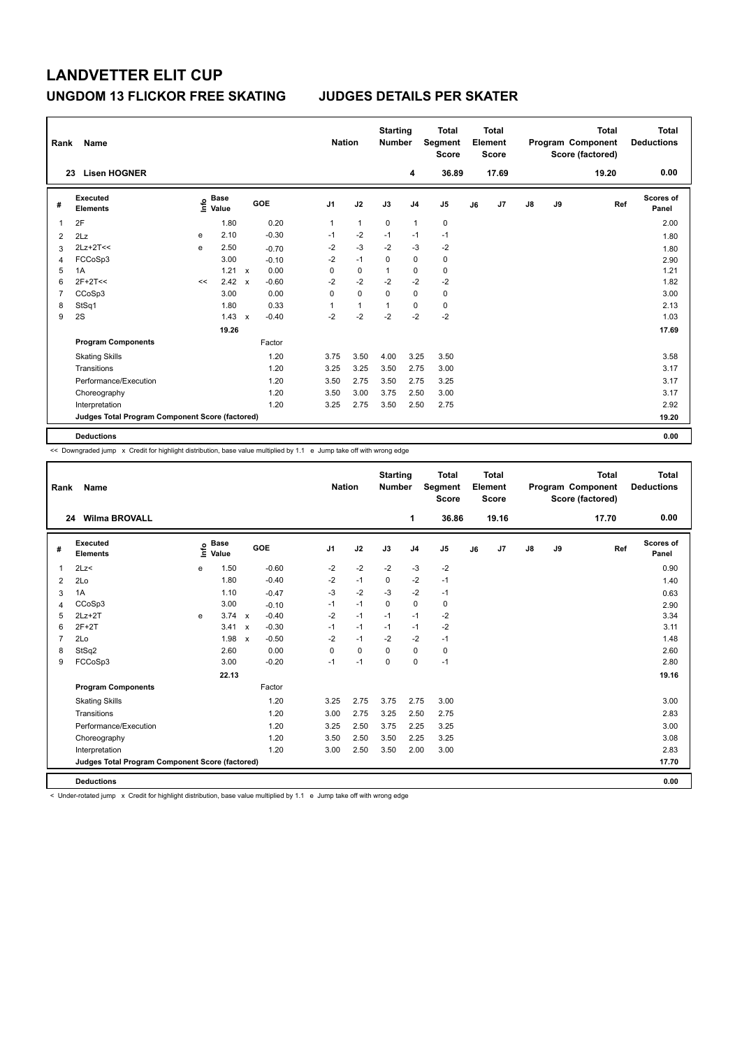# LANDVETTER ELIT CUP

## UNGDOM 13 FLICKOR FREE SKATING &nbsp;&nbsp;&nbsp;&nbsp; JUDGES DETAILS PER SKATER

| Rank | Name | Nation | Starting Number | Total Segment Score | Total Element Score | Total Program Component Score (factored) | Total Deductions |
|---|---|---|---|---|---|---|---|
| 23 | Lisen HOGNER | | 4 | 36.89 | 17.69 | 19.20 | 0.00 |

| # | Executed Elements | Info | Base Value | | GOE | J1 | J2 | J3 | J4 | J5 | J6 | J7 | J8 | J9 | Ref | Scores of Panel |
|---|---|---|---|---|---|---|---|---|---|---|---|---|---|---|---|---|
| 1 | 2F | | 1.80 | | 0.20 | 1 | 1 | 0 | 1 | 0 | | | | | | 2.00 |
| 2 | 2Lz | e | 2.10 | | -0.30 | -1 | -2 | -1 | -1 | -1 | | | | | | 1.80 |
| 3 | 2Lz+2T<< | e | 2.50 | | -0.70 | -2 | -3 | -2 | -3 | -2 | | | | | | 1.80 |
| 4 | FCCoSp3 | | 3.00 | | -0.10 | -2 | -1 | 0 | 0 | 0 | | | | | | 2.90 |
| 5 | 1A | | 1.21 | x | 0.00 | 0 | 0 | 1 | 0 | 0 | | | | | | 1.21 |
| 6 | 2F+2T<< | << | 2.42 | x | -0.60 | -2 | -2 | -2 | -2 | -2 | | | | | | 1.82 |
| 7 | CCoSp3 | | 3.00 | | 0.00 | 0 | 0 | 0 | 0 | 0 | | | | | | 3.00 |
| 8 | StSq1 | | 1.80 | | 0.33 | 1 | 1 | 1 | 0 | 0 | | | | | | 2.13 |
| 9 | 2S | | 1.43 | x | -0.40 | -2 | -2 | -2 | -2 | -2 | | | | | | 1.03 |
| | | | 19.26 | | | | | | | | | | | | | 17.69 |
| | **Program Components** | | | | Factor | | | | | | | | | | | |
| | Skating Skills | | | | 1.20 | 3.75 | 3.50 | 4.00 | 3.25 | 3.50 | | | | | | 3.58 |
| | Transitions | | | | 1.20 | 3.25 | 3.25 | 3.50 | 2.75 | 3.00 | | | | | | 3.17 |
| | Performance/Execution | | | | 1.20 | 3.50 | 2.75 | 3.50 | 2.75 | 3.25 | | | | | | 3.17 |
| | Choreography | | | | 1.20 | 3.50 | 3.00 | 3.75 | 2.50 | 3.00 | | | | | | 3.17 |
| | Interpretation | | | | 1.20 | 3.25 | 2.75 | 3.50 | 2.50 | 2.75 | | | | | | 2.92 |
| | **Judges Total Program Component Score (factored)** | | | | | | | | | | | | | | | 19.20 |
| | **Deductions** | | | | | | | | | | | | | | | 0.00 |

<< Downgraded jump x Credit for highlight distribution, base value multiplied by 1.1 e Jump take off with wrong edge

| Rank | Name | Nation | Starting Number | Total Segment Score | Total Element Score | Total Program Component Score (factored) | Total Deductions |
|---|---|---|---|---|---|---|---|
| 24 | Wilma BROVALL | | 1 | 36.86 | 19.16 | 17.70 | 0.00 |

| # | Executed Elements | Info | Base Value | | GOE | J1 | J2 | J3 | J4 | J5 | J6 | J7 | J8 | J9 | Ref | Scores of Panel |
|---|---|---|---|---|---|---|---|---|---|---|---|---|---|---|---|---|
| 1 | 2Lz< | e | 1.50 | | -0.60 | -2 | -2 | -2 | -3 | -2 | | | | | | 0.90 |
| 2 | 2Lo | | 1.80 | | -0.40 | -2 | -1 | 0 | -2 | -1 | | | | | | 1.40 |
| 3 | 1A | | 1.10 | | -0.47 | -3 | -2 | -3 | -2 | -1 | | | | | | 0.63 |
| 4 | CCoSp3 | | 3.00 | | -0.10 | -1 | -1 | 0 | 0 | 0 | | | | | | 2.90 |
| 5 | 2Lz+2T | e | 3.74 | x | -0.40 | -2 | -1 | -1 | -1 | -2 | | | | | | 3.34 |
| 6 | 2F+2T | | 3.41 | x | -0.30 | -1 | -1 | -1 | -1 | -2 | | | | | | 3.11 |
| 7 | 2Lo | | 1.98 | x | -0.50 | -2 | -1 | -2 | -2 | -1 | | | | | | 1.48 |
| 8 | StSq2 | | 2.60 | | 0.00 | 0 | 0 | 0 | 0 | 0 | | | | | | 2.60 |
| 9 | FCCoSp3 | | 3.00 | | -0.20 | -1 | -1 | 0 | 0 | -1 | | | | | | 2.80 |
| | | | 22.13 | | | | | | | | | | | | | 19.16 |
| | **Program Components** | | | | Factor | | | | | | | | | | | |
| | Skating Skills | | | | 1.20 | 3.25 | 2.75 | 3.75 | 2.75 | 3.00 | | | | | | 3.00 |
| | Transitions | | | | 1.20 | 3.00 | 2.75 | 3.25 | 2.50 | 2.75 | | | | | | 2.83 |
| | Performance/Execution | | | | 1.20 | 3.25 | 2.50 | 3.75 | 2.25 | 3.25 | | | | | | 3.00 |
| | Choreography | | | | 1.20 | 3.50 | 2.50 | 3.50 | 2.25 | 3.25 | | | | | | 3.08 |
| | Interpretation | | | | 1.20 | 3.00 | 2.50 | 3.50 | 2.00 | 3.00 | | | | | | 2.83 |
| | **Judges Total Program Component Score (factored)** | | | | | | | | | | | | | | | 17.70 |
| | **Deductions** | | | | | | | | | | | | | | | 0.00 |

< Under-rotated jump x Credit for highlight distribution, base value multiplied by 1.1 e Jump take off with wrong edge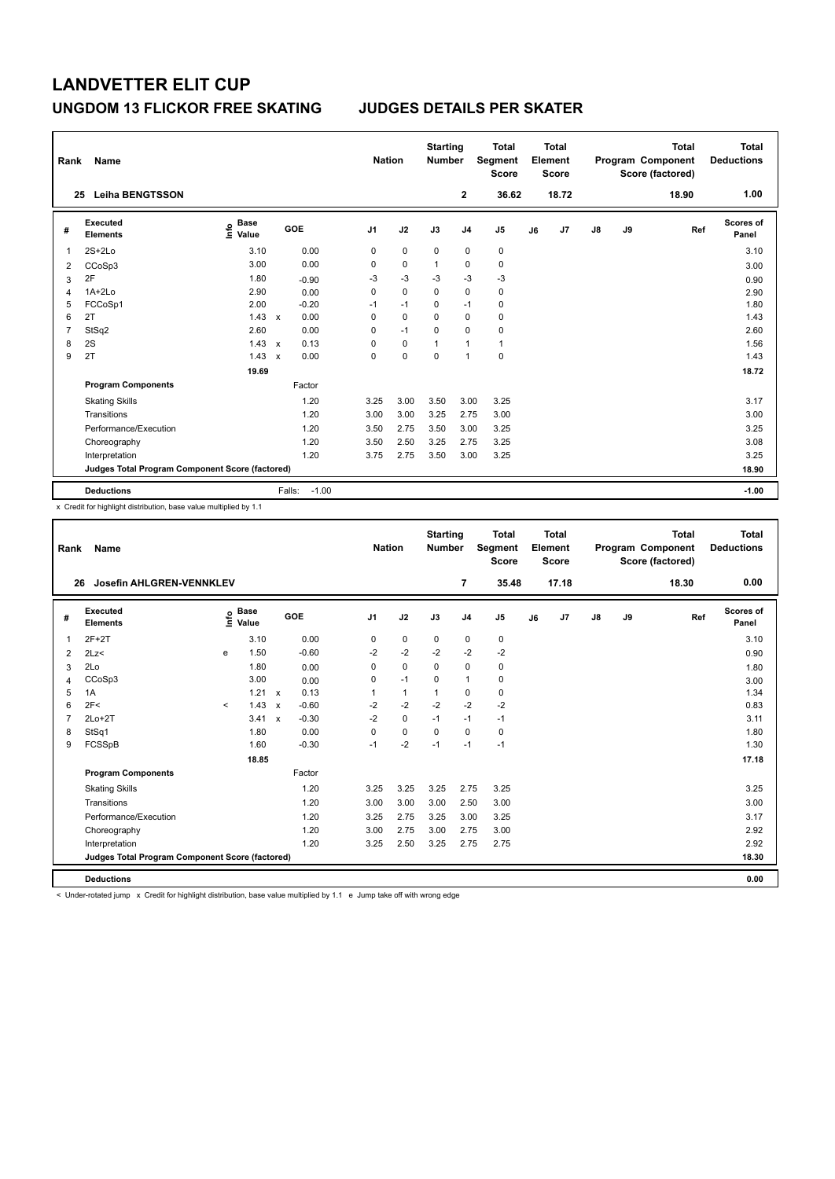# LANDVETTER ELIT CUP

## UNGDOM 13 FLICKOR FREE SKATING — JUDGES DETAILS PER SKATER

| Rank | Name | Nation | Starting Number | Total Segment Score | Total Element Score | Total Program Component Score (factored) | Total Deductions |
|---|---|---|---|---|---|---|---|
| 25 | Leiha BENGTSSON | | 2 | 36.62 | 18.72 | 18.90 | 1.00 |

| # | Executed Elements | Info | Base Value | | GOE | J1 | J2 | J3 | J4 | J5 | J6 | J7 | J8 | J9 | Ref | Scores of Panel |
|---|---|---|---|---|---|---|---|---|---|---|---|---|---|---|---|---|
| 1 | 2S+2Lo | | 3.10 | | 0.00 | 0 | 0 | 0 | 0 | 0 | | | | | | 3.10 |
| 2 | CCoSp3 | | 3.00 | | 0.00 | 0 | 0 | 1 | 0 | 0 | | | | | | 3.00 |
| 3 | 2F | | 1.80 | | -0.90 | -3 | -3 | -3 | -3 | -3 | | | | | | 0.90 |
| 4 | 1A+2Lo | | 2.90 | | 0.00 | 0 | 0 | 0 | 0 | 0 | | | | | | 2.90 |
| 5 | FCCoSp1 | | 2.00 | | -0.20 | -1 | -1 | 0 | -1 | 0 | | | | | | 1.80 |
| 6 | 2T | | 1.43 | x | 0.00 | 0 | 0 | 0 | 0 | 0 | | | | | | 1.43 |
| 7 | StSq2 | | 2.60 | | 0.00 | 0 | -1 | 0 | 0 | 0 | | | | | | 2.60 |
| 8 | 2S | | 1.43 | x | 0.13 | 0 | 0 | 1 | 1 | 1 | | | | | | 1.56 |
| 9 | 2T | | 1.43 | x | 0.00 | 0 | 0 | 0 | 1 | 0 | | | | | | 1.43 |
| | | | 19.69 | | | | | | | | | | | | | 18.72 |
| | **Program Components** | | | | Factor | | | | | | | | | | | |
| | Skating Skills | | | | 1.20 | 3.25 | 3.00 | 3.50 | 3.00 | 3.25 | | | | | | 3.17 |
| | Transitions | | | | 1.20 | 3.00 | 3.00 | 3.25 | 2.75 | 3.00 | | | | | | 3.00 |
| | Performance/Execution | | | | 1.20 | 3.50 | 2.75 | 3.50 | 3.00 | 3.25 | | | | | | 3.25 |
| | Choreography | | | | 1.20 | 3.50 | 2.50 | 3.25 | 2.75 | 3.25 | | | | | | 3.08 |
| | Interpretation | | | | 1.20 | 3.75 | 2.75 | 3.50 | 3.00 | 3.25 | | | | | | 3.25 |
| | **Judges Total Program Component Score (factored)** | | | | | | | | | | | | | | | 18.90 |
| | **Deductions** | | | | Falls: -1.00 | | | | | | | | | | | -1.00 |

x Credit for highlight distribution, base value multiplied by 1.1

| Rank | Name | Nation | Starting Number | Total Segment Score | Total Element Score | Total Program Component Score (factored) | Total Deductions |
|---|---|---|---|---|---|---|---|
| 26 | Josefin AHLGREN-VENNKLEV | | 7 | 35.48 | 17.18 | 18.30 | 0.00 |

| # | Executed Elements | Info | Base Value | | GOE | J1 | J2 | J3 | J4 | J5 | J6 | J7 | J8 | J9 | Ref | Scores of Panel |
|---|---|---|---|---|---|---|---|---|---|---|---|---|---|---|---|---|
| 1 | 2F+2T | | 3.10 | | 0.00 | 0 | 0 | 0 | 0 | 0 | | | | | | 3.10 |
| 2 | 2Lz< | e | 1.50 | | -0.60 | -2 | -2 | -2 | -2 | -2 | | | | | | 0.90 |
| 3 | 2Lo | | 1.80 | | 0.00 | 0 | 0 | 0 | 0 | 0 | | | | | | 1.80 |
| 4 | CCoSp3 | | 3.00 | | 0.00 | 0 | -1 | 0 | 1 | 0 | | | | | | 3.00 |
| 5 | 1A | | 1.21 | x | 0.13 | 1 | 1 | 1 | 0 | 0 | | | | | | 1.34 |
| 6 | 2F< | < | 1.43 | x | -0.60 | -2 | -2 | -2 | -2 | -2 | | | | | | 0.83 |
| 7 | 2Lo+2T | | 3.41 | x | -0.30 | -2 | 0 | -1 | -1 | -1 | | | | | | 3.11 |
| 8 | StSq1 | | 1.80 | | 0.00 | 0 | 0 | 0 | 0 | 0 | | | | | | 1.80 |
| 9 | FCSSpB | | 1.60 | | -0.30 | -1 | -2 | -1 | -1 | -1 | | | | | | 1.30 |
| | | | 18.85 | | | | | | | | | | | | | 17.18 |
| | **Program Components** | | | | Factor | | | | | | | | | | | |
| | Skating Skills | | | | 1.20 | 3.25 | 3.25 | 3.25 | 2.75 | 3.25 | | | | | | 3.25 |
| | Transitions | | | | 1.20 | 3.00 | 3.00 | 3.00 | 2.50 | 3.00 | | | | | | 3.00 |
| | Performance/Execution | | | | 1.20 | 3.25 | 2.75 | 3.25 | 3.00 | 3.25 | | | | | | 3.17 |
| | Choreography | | | | 1.20 | 3.00 | 2.75 | 3.00 | 2.75 | 3.00 | | | | | | 2.92 |
| | Interpretation | | | | 1.20 | 3.25 | 2.50 | 3.25 | 2.75 | 2.75 | | | | | | 2.92 |
| | **Judges Total Program Component Score (factored)** | | | | | | | | | | | | | | | 18.30 |
| | **Deductions** | | | | | | | | | | | | | | | 0.00 |

< Under-rotated jump x Credit for highlight distribution, base value multiplied by 1.1 e Jump take off with wrong edge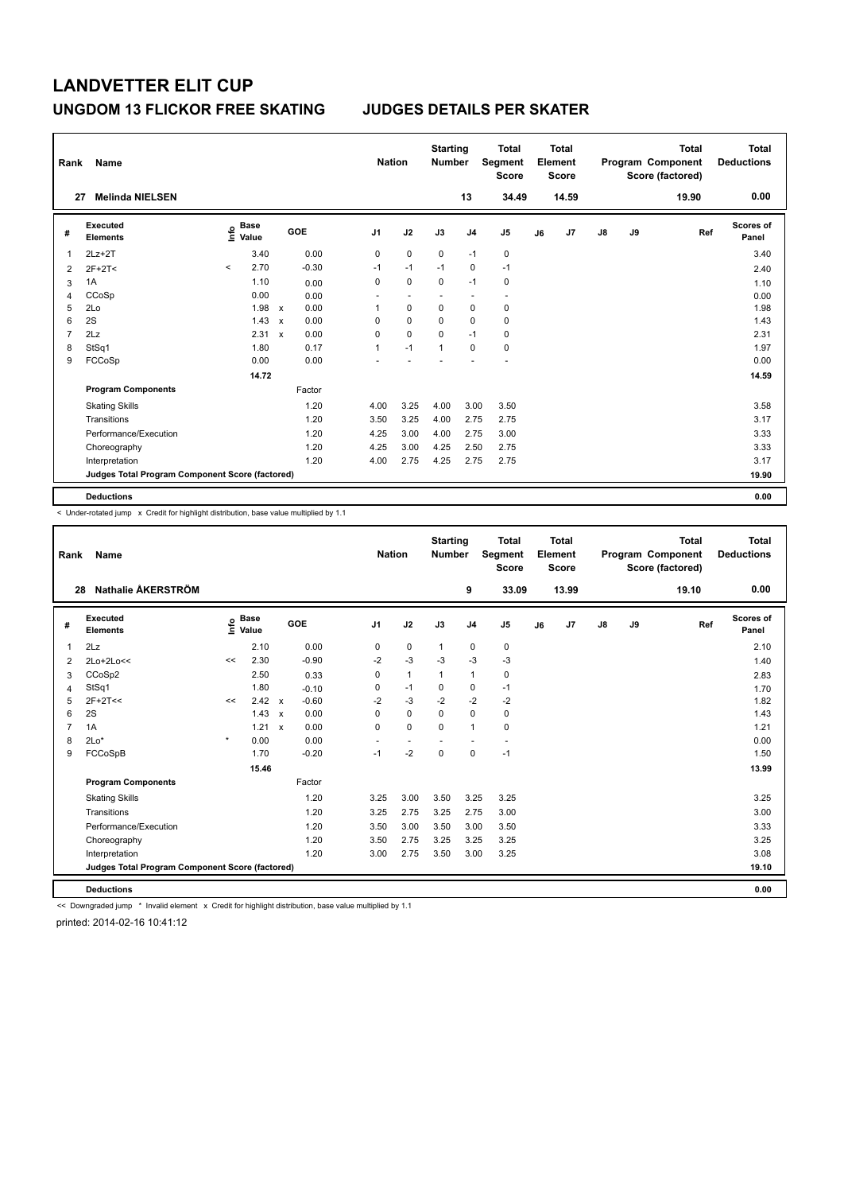# LANDVETTER ELIT CUP

## UNGDOM 13 FLICKOR FREE SKATING JUDGES DETAILS PER SKATER

| Rank | Name | Nation | Starting Number | Total Segment Score | Total Element Score | Total Program Component Score (factored) | Total Deductions |
|---|---|---|---|---|---|---|---|
| 27 | Melinda NIELSEN | | 13 | 34.49 | 14.59 | 19.90 | 0.00 |

| # | Executed Elements | Info | Base Value | | GOE | J1 | J2 | J3 | J4 | J5 | J6 | J7 | J8 | J9 | Ref | Scores of Panel |
|---|---|---|---|---|---|---|---|---|---|---|---|---|---|---|---|---|
| 1 | 2Lz+2T | | 3.40 | | 0.00 | 0 | 0 | 0 | -1 | 0 | | | | | | 3.40 |
| 2 | 2F+2T< | < | 2.70 | | -0.30 | -1 | -1 | -1 | 0 | -1 | | | | | | 2.40 |
| 3 | 1A | | 1.10 | | 0.00 | 0 | 0 | 0 | -1 | 0 | | | | | | 1.10 |
| 4 | CCoSp | | 0.00 | | 0.00 | - | - | - | - | - | | | | | | 0.00 |
| 5 | 2Lo | | 1.98 | x | 0.00 | 1 | 0 | 0 | 0 | 0 | | | | | | 1.98 |
| 6 | 2S | | 1.43 | x | 0.00 | 0 | 0 | 0 | 0 | 0 | | | | | | 1.43 |
| 7 | 2Lz | | 2.31 | x | 0.00 | 0 | 0 | 0 | -1 | 0 | | | | | | 2.31 |
| 8 | StSq1 | | 1.80 | | 0.17 | 1 | -1 | 1 | 0 | 0 | | | | | | 1.97 |
| 9 | FCCoSp | | 0.00 | | 0.00 | - | - | - | - | - | | | | | | 0.00 |
| | | | 14.72 | | | | | | | | | | | | | 14.59 |
| | **Program Components** | | | | Factor | | | | | | | | | | | |
| | Skating Skills | | | | 1.20 | 4.00 | 3.25 | 4.00 | 3.00 | 3.50 | | | | | | 3.58 |
| | Transitions | | | | 1.20 | 3.50 | 3.25 | 4.00 | 2.75 | 2.75 | | | | | | 3.17 |
| | Performance/Execution | | | | 1.20 | 4.25 | 3.00 | 4.00 | 2.75 | 3.00 | | | | | | 3.33 |
| | Choreography | | | | 1.20 | 4.25 | 3.00 | 4.25 | 2.50 | 2.75 | | | | | | 3.33 |
| | Interpretation | | | | 1.20 | 4.00 | 2.75 | 4.25 | 2.75 | 2.75 | | | | | | 3.17 |
| | **Judges Total Program Component Score (factored)** | | | | | | | | | | | | | | | 19.90 |
| | **Deductions** | | | | | | | | | | | | | | | 0.00 |

< Under-rotated jump x Credit for highlight distribution, base value multiplied by 1.1

| Rank | Name | Nation | Starting Number | Total Segment Score | Total Element Score | Total Program Component Score (factored) | Total Deductions |
|---|---|---|---|---|---|---|---|
| 28 | Nathalie ÅKERSTRÖM | | 9 | 33.09 | 13.99 | 19.10 | 0.00 |

| # | Executed Elements | Info | Base Value | | GOE | J1 | J2 | J3 | J4 | J5 | J6 | J7 | J8 | J9 | Ref | Scores of Panel |
|---|---|---|---|---|---|---|---|---|---|---|---|---|---|---|---|---|
| 1 | 2Lz | | 2.10 | | 0.00 | 0 | 0 | 1 | 0 | 0 | | | | | | 2.10 |
| 2 | 2Lo+2Lo<< | << | 2.30 | | -0.90 | -2 | -3 | -3 | -3 | -3 | | | | | | 1.40 |
| 3 | CCoSp2 | | 2.50 | | 0.33 | 0 | 1 | 1 | 1 | 0 | | | | | | 2.83 |
| 4 | StSq1 | | 1.80 | | -0.10 | 0 | -1 | 0 | 0 | -1 | | | | | | 1.70 |
| 5 | 2F+2T<< | << | 2.42 | x | -0.60 | -2 | -3 | -2 | -2 | -2 | | | | | | 1.82 |
| 6 | 2S | | 1.43 | x | 0.00 | 0 | 0 | 0 | 0 | 0 | | | | | | 1.43 |
| 7 | 1A | | 1.21 | x | 0.00 | 0 | 0 | 0 | 1 | 0 | | | | | | 1.21 |
| 8 | 2Lo* | * | 0.00 | | 0.00 | - | - | - | - | - | | | | | | 0.00 |
| 9 | FCCoSpB | | 1.70 | | -0.20 | -1 | -2 | 0 | 0 | -1 | | | | | | 1.50 |
| | | | 15.46 | | | | | | | | | | | | | 13.99 |
| | **Program Components** | | | | Factor | | | | | | | | | | | |
| | Skating Skills | | | | 1.20 | 3.25 | 3.00 | 3.50 | 3.25 | 3.25 | | | | | | 3.25 |
| | Transitions | | | | 1.20 | 3.25 | 2.75 | 3.25 | 2.75 | 3.00 | | | | | | 3.00 |
| | Performance/Execution | | | | 1.20 | 3.50 | 3.00 | 3.50 | 3.00 | 3.50 | | | | | | 3.33 |
| | Choreography | | | | 1.20 | 3.50 | 2.75 | 3.25 | 3.25 | 3.25 | | | | | | 3.25 |
| | Interpretation | | | | 1.20 | 3.00 | 2.75 | 3.50 | 3.00 | 3.25 | | | | | | 3.08 |
| | **Judges Total Program Component Score (factored)** | | | | | | | | | | | | | | | 19.10 |
| | **Deductions** | | | | | | | | | | | | | | | 0.00 |

<< Downgraded jump * Invalid element x Credit for highlight distribution, base value multiplied by 1.1

printed: 2014-02-16 10:41:12